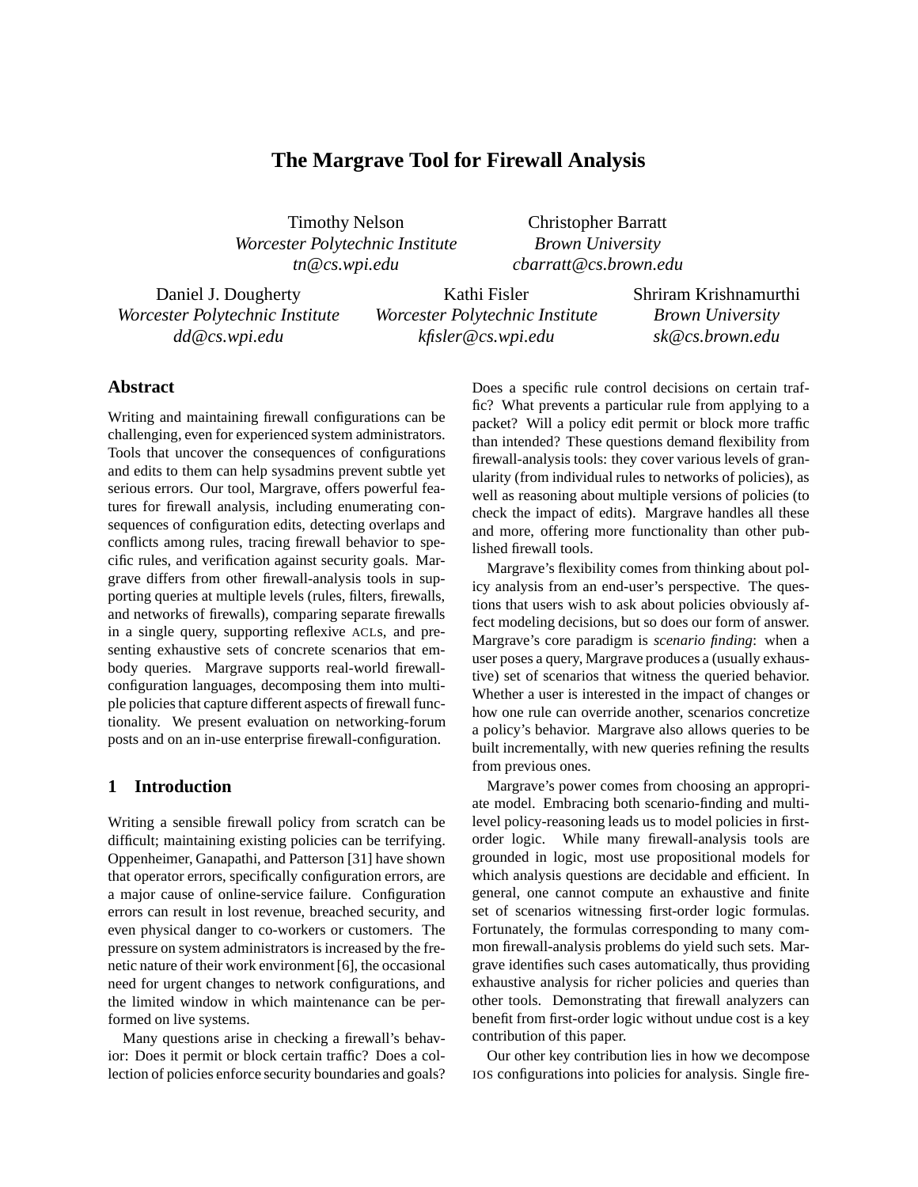# The Margrave Tool for Firewall Analysis

Timothy Nelson
*Worcester Polytechnic Institute*
*tn@cs.wpi.edu*

Christopher Barratt
*Brown University*
*cbarratt@cs.brown.edu*

Daniel J. Dougherty
*Worcester Polytechnic Institute*
*dd@cs.wpi.edu*

Kathi Fisler
*Worcester Polytechnic Institute*
*kfisler@cs.wpi.edu*

Shriram Krishnamurthi
*Brown University*
*sk@cs.brown.edu*

## Abstract

Writing and maintaining firewall configurations can be challenging, even for experienced system administrators. Tools that uncover the consequences of configurations and edits to them can help sysadmins prevent subtle yet serious errors. Our tool, Margrave, offers powerful features for firewall analysis, including enumerating consequences of configuration edits, detecting overlaps and conflicts among rules, tracing firewall behavior to specific rules, and verification against security goals. Margrave differs from other firewall-analysis tools in supporting queries at multiple levels (rules, filters, firewalls, and networks of firewalls), comparing separate firewalls in a single query, supporting reflexive ACLs, and presenting exhaustive sets of concrete scenarios that embody queries. Margrave supports real-world firewall-configuration languages, decomposing them into multiple policies that capture different aspects of firewall functionality. We present evaluation on networking-forum posts and on an in-use enterprise firewall-configuration.

## 1 Introduction

Writing a sensible firewall policy from scratch can be difficult; maintaining existing policies can be terrifying. Oppenheimer, Ganapathi, and Patterson [31] have shown that operator errors, specifically configuration errors, are a major cause of online-service failure. Configuration errors can result in lost revenue, breached security, and even physical danger to co-workers or customers. The pressure on system administrators is increased by the frenetic nature of their work environment [6], the occasional need for urgent changes to network configurations, and the limited window in which maintenance can be performed on live systems.

Many questions arise in checking a firewall's behavior: Does it permit or block certain traffic? Does a collection of policies enforce security boundaries and goals? Does a specific rule control decisions on certain traffic? What prevents a particular rule from applying to a packet? Will a policy edit permit or block more traffic than intended? These questions demand flexibility from firewall-analysis tools: they cover various levels of granularity (from individual rules to networks of policies), as well as reasoning about multiple versions of policies (to check the impact of edits). Margrave handles all these and more, offering more functionality than other published firewall tools.

Margrave's flexibility comes from thinking about policy analysis from an end-user's perspective. The questions that users wish to ask about policies obviously affect modeling decisions, but so does our form of answer. Margrave's core paradigm is *scenario finding*: when a user poses a query, Margrave produces a (usually exhaustive) set of scenarios that witness the queried behavior. Whether a user is interested in the impact of changes or how one rule can override another, scenarios concretize a policy's behavior. Margrave also allows queries to be built incrementally, with new queries refining the results from previous ones.

Margrave's power comes from choosing an appropriate model. Embracing both scenario-finding and multi-level policy-reasoning leads us to model policies in first-order logic. While many firewall-analysis tools are grounded in logic, most use propositional models for which analysis questions are decidable and efficient. In general, one cannot compute an exhaustive and finite set of scenarios witnessing first-order logic formulas. Fortunately, the formulas corresponding to many common firewall-analysis problems do yield such sets. Margrave identifies such cases automatically, thus providing exhaustive analysis for richer policies and queries than other tools. Demonstrating that firewall analyzers can benefit from first-order logic without undue cost is a key contribution of this paper.

Our other key contribution lies in how we decompose IOS configurations into policies for analysis. Single fire-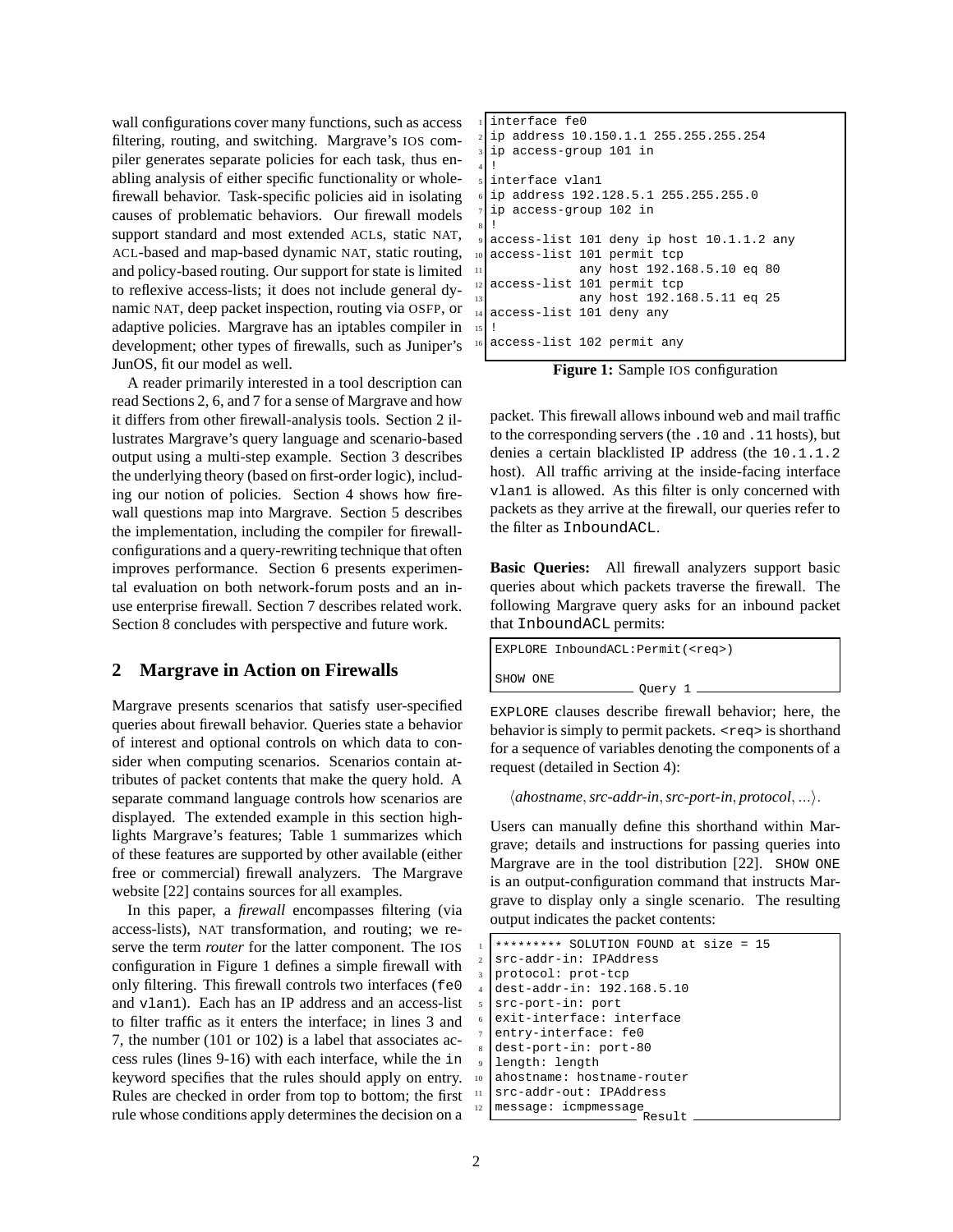wall configurations cover many functions, such as access filtering, routing, and switching. Margrave's IOS compiler generates separate policies for each task, thus enabling analysis of either specific functionality or whole-firewall behavior. Task-specific policies aid in isolating causes of problematic behaviors. Our firewall models support standard and most extended ACLs, static NAT, ACL-based and map-based dynamic NAT, static routing, and policy-based routing. Our support for state is limited to reflexive access-lists; it does not include general dynamic NAT, deep packet inspection, routing via OSFP, or adaptive policies. Margrave has an iptables compiler in development; other types of firewalls, such as Juniper's JunOS, fit our model as well.

A reader primarily interested in a tool description can read Sections 2, 6, and 7 for a sense of Margrave and how it differs from other firewall-analysis tools. Section 2 illustrates Margrave's query language and scenario-based output using a multi-step example. Section 3 describes the underlying theory (based on first-order logic), including our notion of policies. Section 4 shows how firewall questions map into Margrave. Section 5 describes the implementation, including the compiler for firewall-configurations and a query-rewriting technique that often improves performance. Section 6 presents experimental evaluation on both network-forum posts and an in-use enterprise firewall. Section 7 describes related work. Section 8 concludes with perspective and future work.

## 2 Margrave in Action on Firewalls

Margrave presents scenarios that satisfy user-specified queries about firewall behavior. Queries state a behavior of interest and optional controls on which data to consider when computing scenarios. Scenarios contain attributes of packet contents that make the query hold. A separate command language controls how scenarios are displayed. The extended example in this section highlights Margrave's features; Table 1 summarizes which of these features are supported by other available (either free or commercial) firewall analyzers. The Margrave website [22] contains sources for all examples.

In this paper, a *firewall* encompasses filtering (via access-lists), NAT transformation, and routing; we reserve the term *router* for the latter component. The IOS configuration in Figure 1 defines a simple firewall with only filtering. This firewall controls two interfaces (`fe0` and `vlan1`). Each has an IP address and an access-list to filter traffic as it enters the interface; in lines 3 and 7, the number (101 or 102) is a label that associates access rules (lines 9-16) with each interface, while the `in` keyword specifies that the rules should apply on entry. Rules are checked in order from top to bottom; the first rule whose conditions apply determines the decision on a packet. This firewall allows inbound web and mail traffic to the corresponding servers (the `.10` and `.11` hosts), but denies a certain blacklisted IP address (the `10.1.1.2` host). All traffic arriving at the inside-facing interface `vlan1` is allowed. As this filter is only concerned with packets as they arrive at the firewall, our queries refer to the filter as `InboundACL`.

```
1  interface fe0
2  ip address 10.150.1.1 255.255.255.254
3  ip access-group 101 in
4  !
5  interface vlan1
6  ip address 192.128.5.1 255.255.255.0
7  ip access-group 102 in
8  !
9  access-list 101 deny ip host 10.1.1.2 any
10 access-list 101 permit tcp
11             any host 192.168.5.10 eq 80
12 access-list 101 permit tcp
13             any host 192.168.5.11 eq 25
14 access-list 101 deny any
15 !
16 access-list 102 permit any
```

**Figure 1:** Sample IOS configuration

**Basic Queries:** All firewall analyzers support basic queries about which packets traverse the firewall. The following Margrave query asks for an inbound packet that `InboundACL` permits:

```
EXPLORE InboundACL:Permit(<req>)

SHOW ONE
```

Query 1

`EXPLORE` clauses describe firewall behavior; here, the behavior is simply to permit packets. `<req>` is shorthand for a sequence of variables denoting the components of a request (detailed in Section 4):

$\langle$*ahostname*, *src-addr-in*, *src-port-in*, *protocol*, ...$\rangle$.

Users can manually define this shorthand within Margrave; details and instructions for passing queries into Margrave are in the tool distribution [22]. `SHOW ONE` is an output-configuration command that instructs Margrave to display only a single scenario. The resulting output indicates the packet contents:

```
1  ********* SOLUTION FOUND at size = 15
2  src-addr-in: IPAddress
3  protocol: prot-tcp
4  dest-addr-in: 192.168.5.10
5  src-port-in: port
6  exit-interface: interface
7  entry-interface: fe0
8  dest-port-in: port-80
9  length: length
10 ahostname: hostname-router
11 src-addr-out: IPAddress
12 message: icmpmessage
```

Result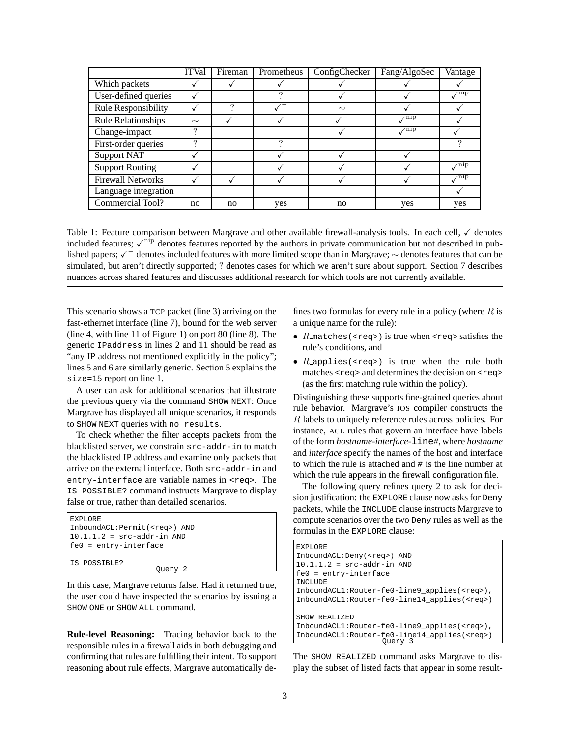| | ITVal | Fireman | Prometheus | ConfigChecker | Fang/AlgoSec | Vantage |
|---|---|---|---|---|---|---|
| Which packets | ✓ | ✓ | ✓ | ✓ | ✓ | ✓ |
| User-defined queries | ✓ | | ? | ✓ | ✓ | $✓^{\text{nip}}$ |
| Rule Responsibility | ✓ | ? | $✓^{-}$ | ∼ | ✓ | ✓ |
| Rule Relationships | ∼ | $✓^{-}$ | ✓ | $✓^{-}$ | $✓^{\text{nip}}$ | ✓ |
| Change-impact | ? | | | ✓ | $✓^{\text{nip}}$ | $✓^{-}$ |
| First-order queries | ? | | ? | | | ? |
| Support NAT | ✓ | | ✓ | ✓ | ✓ | |
| Support Routing | ✓ | | ✓ | ✓ | ✓ | $✓^{\text{nip}}$ |
| Firewall Networks | ✓ | ✓ | ✓ | ✓ | ✓ | $✓^{\text{nip}}$ |
| Language integration | | | | | | ✓ |
| Commercial Tool? | no | no | yes | no | yes | yes |

Table 1: Feature comparison between Margrave and other available firewall-analysis tools. In each cell, ✓ denotes included features; $✓^{\text{nip}}$ denotes features reported by the authors in private communication but not described in published papers; $✓^{-}$ denotes included features with more limited scope than in Margrave; ∼ denotes features that can be simulated, but aren't directly supported; ? denotes cases for which we aren't sure about support. Section 7 describes nuances across shared features and discusses additional research for which tools are not currently available.

This scenario shows a TCP packet (line 3) arriving on the fast-ethernet interface (line 7), bound for the web server (line 4, with line 11 of Figure 1) on port 80 (line 8). The generic `IPaddress` in lines 2 and 11 should be read as "any IP address not mentioned explicitly in the policy"; lines 5 and 6 are similarly generic. Section 5 explains the `size=15` report on line 1.

A user can ask for additional scenarios that illustrate the previous query via the command `SHOW NEXT`: Once Margrave has displayed all unique scenarios, it responds to `SHOW NEXT` queries with `no results`.

To check whether the filter accepts packets from the blacklisted server, we constrain `src-addr-in` to match the blacklisted IP address and examine only packets that arrive on the external interface. Both `src-addr-in` and `entry-interface` are variable names in `<req>`. The `IS POSSIBLE?` command instructs Margrave to display false or true, rather than detailed scenarios.

```
EXPLORE
InboundACL:Permit(<req>) AND
10.1.1.2 = src-addr-in AND
fe0 = entry-interface

IS POSSIBLE?
```
Query 2

In this case, Margrave returns false. Had it returned true, the user could have inspected the scenarios by issuing a `SHOW ONE` or `SHOW ALL` command.

**Rule-level Reasoning:** Tracing behavior back to the responsible rules in a firewall aids in both debugging and confirming that rules are fulfilling their intent. To support reasoning about rule effects, Margrave automatically defines two formulas for every rule in a policy (where $R$ is a unique name for the rule):

- $R$`_matches(<req>)` is true when `<req>` satisfies the rule's conditions, and
- $R$`_applies(<req>)` is true when the rule both matches `<req>` and determines the decision on `<req>` (as the first matching rule within the policy).

Distinguishing these supports fine-grained queries about rule behavior. Margrave's IOS compiler constructs the $R$ labels to uniquely reference rules across policies. For instance, ACL rules that govern an interface have labels of the form *hostname*-*interface*-`line`*#*, where *hostname* and *interface* specify the names of the host and interface to which the rule is attached and # is the line number at which the rule appears in the firewall configuration file.

The following query refines query 2 to ask for decision justification: the `EXPLORE` clause now asks for `Deny` packets, while the `INCLUDE` clause instructs Margrave to compute scenarios over the two `Deny` rules as well as the formulas in the `EXPLORE` clause:

```
EXPLORE
InboundACL:Deny(<req>) AND
10.1.1.2 = src-addr-in AND
fe0 = entry-interface
INCLUDE
InboundACL1:Router-fe0-line9_applies(<req>),
InboundACL1:Router-fe0-line14_applies(<req>)

SHOW REALIZED
InboundACL1:Router-fe0-line9_applies(<req>),
InboundACL1:Router-fe0-line14_applies(<req>)
```
Query 3

The `SHOW REALIZED` command asks Margrave to display the subset of listed facts that appear in some result-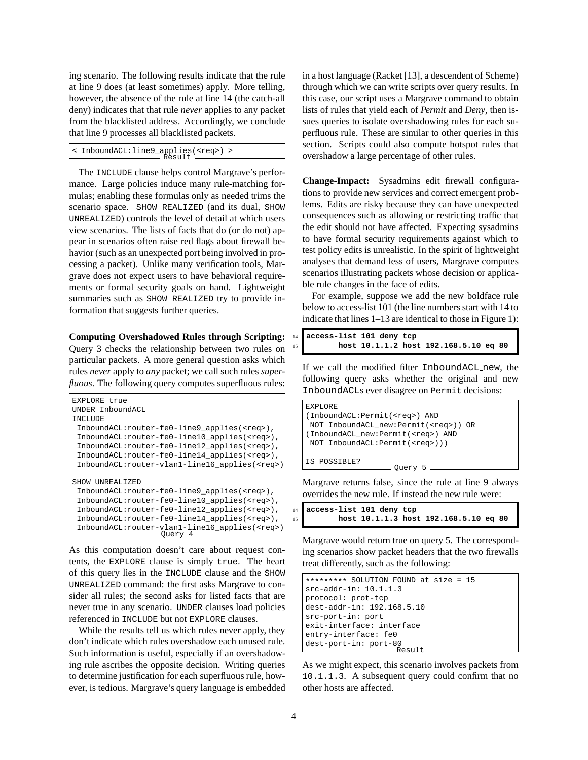ing scenario. The following results indicate that the rule at line 9 does (at least sometimes) apply. More telling, however, the absence of the rule at line 14 (the catch-all deny) indicates that that rule *never* applies to any packet from the blacklisted address. Accordingly, we conclude that line 9 processes all blacklisted packets.

```
< InboundACL:line9_applies(<req>) >
```
Result

The INCLUDE clause helps control Margrave's performance. Large policies induce many rule-matching formulas; enabling these formulas only as needed trims the scenario space. SHOW REALIZED (and its dual, SHOW UNREALIZED) controls the level of detail at which users view scenarios. The lists of facts that do (or do not) appear in scenarios often raise red flags about firewall behavior (such as an unexpected port being involved in processing a packet). Unlike many verification tools, Margrave does not expect users to have behavioral requirements or formal security goals on hand. Lightweight summaries such as SHOW REALIZED try to provide information that suggests further queries.

**Computing Overshadowed Rules through Scripting:** Query 3 checks the relationship between two rules on particular packets. A more general question asks which rules *never* apply to *any* packet; we call such rules *superfluous*. The following query computes superfluous rules:

```
EXPLORE true
UNDER InboundACL
INCLUDE
 InboundACL:router-fe0-line9_applies(<req>),
 InboundACL:router-fe0-line10_applies(<req>),
 InboundACL:router-fe0-line12_applies(<req>),
 InboundACL:router-fe0-line14_applies(<req>),
 InboundACL:router-vlan1-line16_applies(<req>)

SHOW UNREALIZED
 InboundACL:router-fe0-line9_applies(<req>),
 InboundACL:router-fe0-line10_applies(<req>),
 InboundACL:router-fe0-line12_applies(<req>),
 InboundACL:router-fe0-line14_applies(<req>),
 InboundACL:router-vlan1-line16_applies(<req>)
```
Query 4

As this computation doesn't care about request contents, the EXPLORE clause is simply true. The heart of this query lies in the INCLUDE clause and the SHOW UNREALIZED command: the first asks Margrave to consider all rules; the second asks for listed facts that are never true in any scenario. UNDER clauses load policies referenced in INCLUDE but not EXPLORE clauses.

While the results tell us which rules never apply, they don't indicate which rules overshadow each unused rule. Such information is useful, especially if an overshadowing rule ascribes the opposite decision. Writing queries to determine justification for each superfluous rule, however, is tedious. Margrave's query language is embedded in a host language (Racket [13], a descendent of Scheme) through which we can write scripts over query results. In this case, our script uses a Margrave command to obtain lists of rules that yield each of *Permit* and *Deny*, then issues queries to isolate overshadowing rules for each superfluous rule. These are similar to other queries in this section. Scripts could also compute hotspot rules that overshadow a large percentage of other rules.

**Change-Impact:** Sysadmins edit firewall configurations to provide new services and correct emergent problems. Edits are risky because they can have unexpected consequences such as allowing or restricting traffic that the edit should not have affected. Expecting sysadmins to have formal security requirements against which to test policy edits is unrealistic. In the spirit of lightweight analyses that demand less of users, Margrave computes scenarios illustrating packets whose decision or applicable rule changes in the face of edits.

For example, suppose we add the new boldface rule below to access-list 101 (the line numbers start with 14 to indicate that lines 1–13 are identical to those in Figure 1):

```
14 access-list 101 deny tcp
15        host 10.1.1.2 host 192.168.5.10 eq 80
```

If we call the modified filter InboundACL_new, the following query asks whether the original and new InboundACLs ever disagree on Permit decisions:

```
EXPLORE
(InboundACL:Permit(<req>) AND
 NOT InboundACL_new:Permit(<req>)) OR
(InboundACL_new:Permit(<req>) AND
 NOT InboundACL:Permit(<req>)))

IS POSSIBLE?
```
Query 5

Margrave returns false, since the rule at line 9 always overrides the new rule. If instead the new rule were:

```
14 access-list 101 deny tcp
15        host 10.1.1.3 host 192.168.5.10 eq 80
```

Margrave would return true on query 5. The corresponding scenarios show packet headers that the two firewalls treat differently, such as the following:

```
********* SOLUTION FOUND at size = 15
src-addr-in: 10.1.1.3
protocol: prot-tcp
dest-addr-in: 192.168.5.10
src-port-in: port
exit-interface: interface
entry-interface: fe0
dest-port-in: port-80
```
Result

As we might expect, this scenario involves packets from 10.1.1.3. A subsequent query could confirm that no other hosts are affected.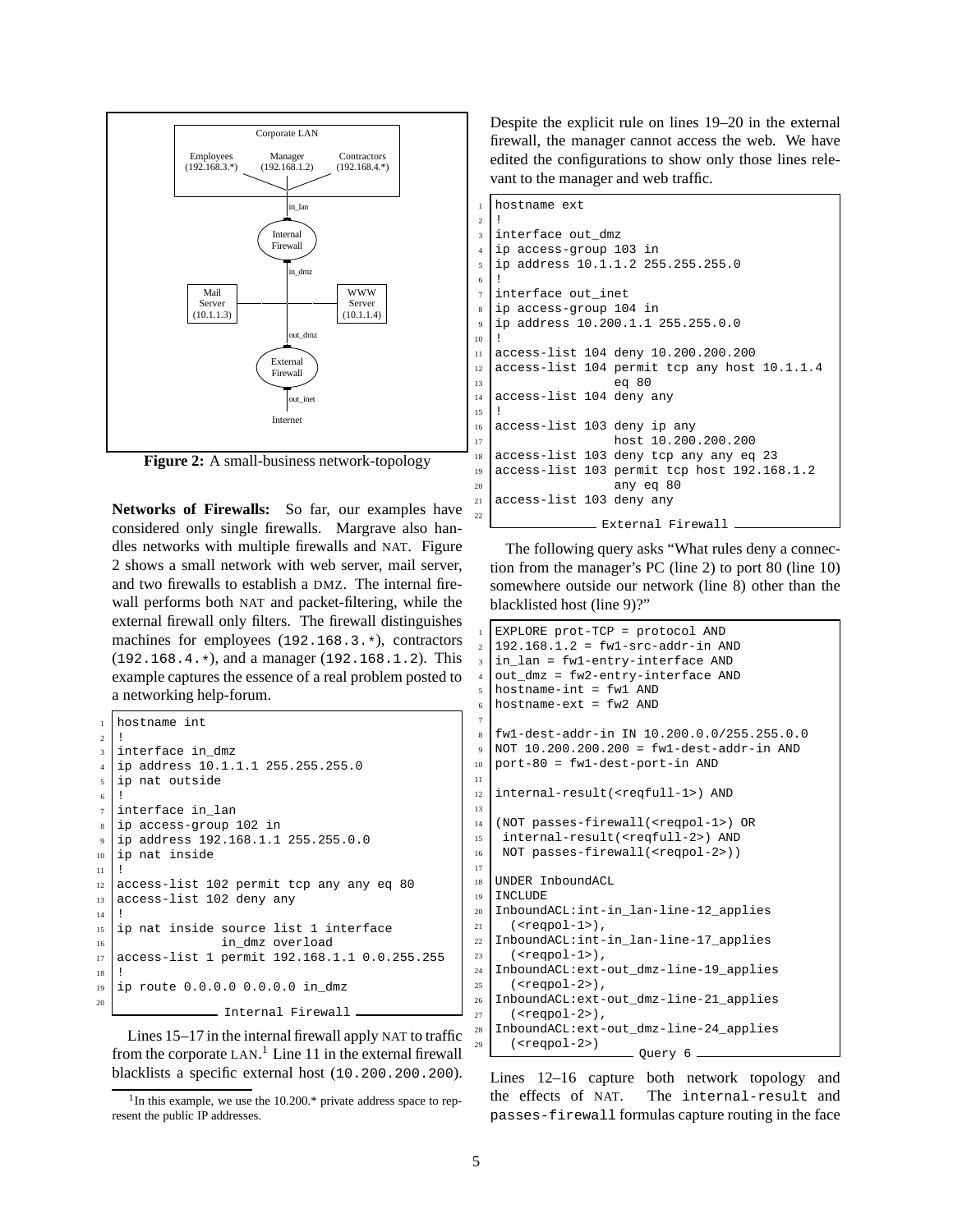Figure 2: A small-business network-topology

**Networks of Firewalls:** So far, our examples have considered only single firewalls. Margrave also handles networks with multiple firewalls and NAT. Figure 2 shows a small network with web server, mail server, and two firewalls to establish a DMZ. The internal firewall performs both NAT and packet-filtering, while the external firewall only filters. The firewall distinguishes machines for employees (192.168.3.*), contractors (192.168.4.*), and a manager (192.168.1.2). This example captures the essence of a real problem posted to a networking help-forum.

```
hostname int
!
interface in_dmz
ip address 10.1.1.1 255.255.255.0
ip nat outside
!
interface in_lan
ip access-group 102 in
ip address 192.168.1.1 255.255.0.0
ip nat inside
!
access-list 102 permit tcp any any eq 80
access-list 102 deny any
!
ip nat inside source list 1 interface
              in_dmz overload
access-list 1 permit 192.168.1.1 0.0.255.255
!
ip route 0.0.0.0 0.0.0.0 in_dmz
```

Internal Firewall

Lines 15–17 in the internal firewall apply NAT to traffic from the corporate LAN.[1] Line 11 in the external firewall blacklists a specific external host (10.200.200.200). Despite the explicit rule on lines 19–20 in the external firewall, the manager cannot access the web. We have edited the configurations to show only those lines relevant to the manager and web traffic.

```
hostname ext
!
interface out_dmz
ip access-group 103 in
ip address 10.1.1.2 255.255.255.0
!
interface out_inet
ip access-group 104 in
ip address 10.200.1.1 255.255.0.0
!
access-list 104 deny 10.200.200.200
access-list 104 permit tcp any host 10.1.1.4
                eq 80
access-list 104 deny any
!
access-list 103 deny ip any
                host 10.200.200.200
access-list 103 deny tcp any any eq 23
access-list 103 permit tcp host 192.168.1.2
                any eq 80
access-list 103 deny any
```

External Firewall

The following query asks "What rules deny a connection from the manager's PC (line 2) to port 80 (line 10) somewhere outside our network (line 8) other than the blacklisted host (line 9)?"

```
EXPLORE prot-TCP = protocol AND
192.168.1.2 = fw1-src-addr-in AND
in_lan = fw1-entry-interface AND
out_dmz = fw2-entry-interface AND
hostname-int = fw1 AND
hostname-ext = fw2 AND

fw1-dest-addr-in IN 10.200.0.0/255.255.0.0
NOT 10.200.200.200 = fw1-dest-addr-in AND
port-80 = fw1-dest-port-in AND

internal-result(<reqfull-1>) AND

(NOT passes-firewall(<reqpol-1>) OR
 internal-result(<reqfull-2>) AND
 NOT passes-firewall(<reqpol-2>))

UNDER InboundACL
INCLUDE
InboundACL:int-in_lan-line-12_applies
  (<reqpol-1>),
InboundACL:int-in_lan-line-17_applies
  (<reqpol-1>),
InboundACL:ext-out_dmz-line-19_applies
  (<reqpol-2>),
InboundACL:ext-out_dmz-line-21_applies
  (<reqpol-2>),
InboundACL:ext-out_dmz-line-24_applies
  (<reqpol-2>)
```

Query 6

Lines 12–16 capture both network topology and the effects of NAT. The internal-result and passes-firewall formulas capture routing in the face

[1] In this example, we use the 10.200.* private address space to represent the public IP addresses.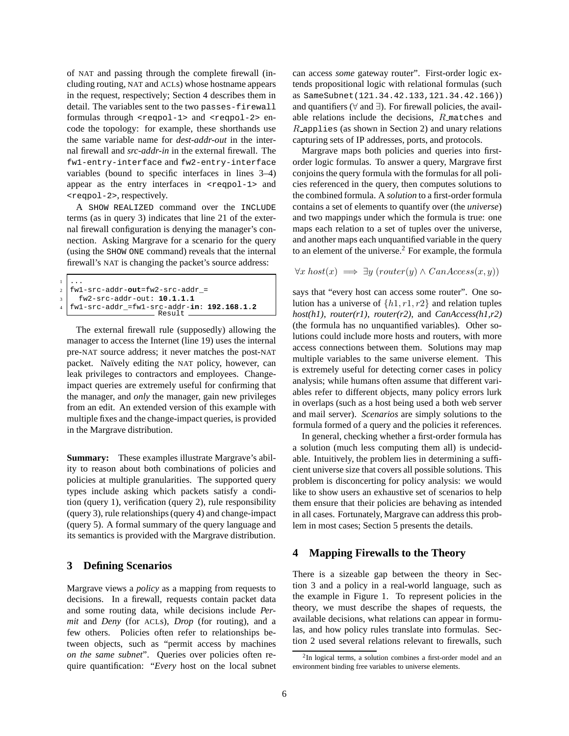of NAT and passing through the complete firewall (including routing, NAT and ACLs) whose hostname appears in the request, respectively; Section 4 describes them in detail. The variables sent to the two `passes-firewall` formulas through `<reqpol-1>` and `<reqpol-2>` encode the topology: for example, these shorthands use the same variable name for *dest-addr-out* in the internal firewall and *src-addr-in* in the external firewall. The `fw1-entry-interface` and `fw2-entry-interface` variables (bound to specific interfaces in lines 3–4) appear as the entry interfaces in `<reqpol-1>` and `<reqpol-2>`, respectively.

A `SHOW REALIZED` command over the `INCLUDE` terms (as in query 3) indicates that line 21 of the external firewall configuration is denying the manager's connection. Asking Margrave for a scenario for the query (using the `SHOW ONE` command) reveals that the internal firewall's NAT is changing the packet's source address:

```
...
fw1-src-addr-out=fw2-src-addr_=
  fw2-src-addr-out: 10.1.1.1
fw1-src-addr_=fw1-src-addr-in: 192.168.1.2
```
Result

The external firewall rule (supposedly) allowing the manager to access the Internet (line 19) uses the internal pre-NAT source address; it never matches the post-NAT packet. Naïvely editing the NAT policy, however, can leak privileges to contractors and employees. Change-impact queries are extremely useful for confirming that the manager, and *only* the manager, gain new privileges from an edit. An extended version of this example with multiple fixes and the change-impact queries, is provided in the Margrave distribution.

**Summary:** These examples illustrate Margrave's ability to reason about both combinations of policies and policies at multiple granularities. The supported query types include asking which packets satisfy a condition (query 1), verification (query 2), rule responsibility (query 3), rule relationships (query 4) and change-impact (query 5). A formal summary of the query language and its semantics is provided with the Margrave distribution.

## 3 Defining Scenarios

Margrave views a *policy* as a mapping from requests to decisions. In a firewall, requests contain packet data and some routing data, while decisions include *Permit* and *Deny* (for ACLs), *Drop* (for routing), and a few others. Policies often refer to relationships between objects, such as "permit access by machines *on the same subnet*". Queries over policies often require quantification: "*Every* host on the local subnet can access *some* gateway router". First-order logic extends propositional logic with relational formulas (such as `SameSubnet(121.34.42.133,121.34.42.166)`) and quantifiers (∀ and ∃). For firewall policies, the available relations include the decisions, $R$`_matches` and $R$`_applies` (as shown in Section 2) and unary relations capturing sets of IP addresses, ports, and protocols.

Margrave maps both policies and queries into first-order logic formulas. To answer a query, Margrave first conjoins the query formula with the formulas for all policies referenced in the query, then computes solutions to the combined formula. A *solution* to a first-order formula contains a set of elements to quantify over (the *universe*) and two mappings under which the formula is true: one maps each relation to a set of tuples over the universe, and another maps each unquantified variable in the query to an element of the universe.[2] For example, the formula

$$\forall x \; host(x) \implies \exists y \; (router(y) \wedge CanAccess(x, y))$$

says that "every host can access some router". One solution has a universe of $\{h1, r1, r2\}$ and relation tuples *host(h1)*, *router(r1)*, *router(r2)*, and *CanAccess(h1,r2)* (the formula has no unquantified variables). Other solutions could include more hosts and routers, with more access connections between them. Solutions may map multiple variables to the same universe element. This is extremely useful for detecting corner cases in policy analysis; while humans often assume that different variables refer to different objects, many policy errors lurk in overlaps (such as a host being used a both web server and mail server). *Scenarios* are simply solutions to the formula formed of a query and the policies it references.

In general, checking whether a first-order formula has a solution (much less computing them all) is undecidable. Intuitively, the problem lies in determining a sufficient universe size that covers all possible solutions. This problem is disconcerting for policy analysis: we would like to show users an exhaustive set of scenarios to help them ensure that their policies are behaving as intended in all cases. Fortunately, Margrave can address this problem in most cases; Section 5 presents the details.

## 4 Mapping Firewalls to the Theory

There is a sizeable gap between the theory in Section 3 and a policy in a real-world language, such as the example in Figure 1. To represent policies in the theory, we must describe the shapes of requests, the available decisions, what relations can appear in formulas, and how policy rules translate into formulas. Section 2 used several relations relevant to firewalls, such

[2] In logical terms, a solution combines a first-order model and an environment binding free variables to universe elements.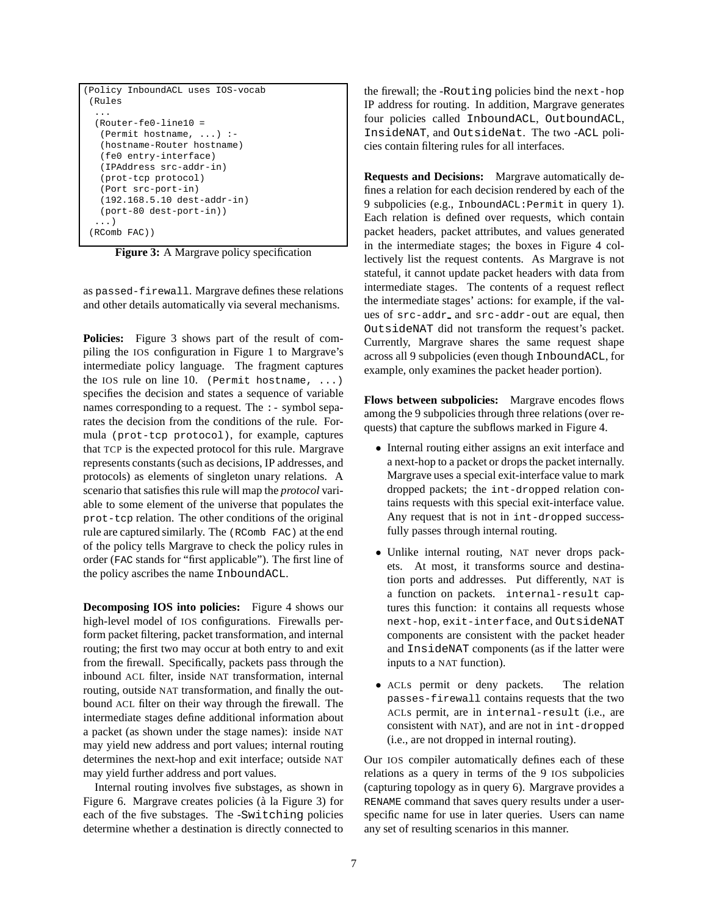```
(Policy InboundACL uses IOS-vocab
 (Rules
  ...
  (Router-fe0-line10 =
   (Permit hostname, ...) :-
   (hostname-Router hostname)
   (fe0 entry-interface)
   (IPAddress src-addr-in)
   (prot-tcp protocol)
   (Port src-port-in)
   (192.168.5.10 dest-addr-in)
   (port-80 dest-port-in))
  ...)
 (RComb FAC))
```

**Figure 3:** A Margrave policy specification

as passed-firewall. Margrave defines these relations and other details automatically via several mechanisms.

**Policies:** Figure 3 shows part of the result of compiling the IOS configuration in Figure 1 to Margrave's intermediate policy language. The fragment captures the IOS rule on line 10. (Permit hostname, ...) specifies the decision and states a sequence of variable names corresponding to a request. The :- symbol separates the decision from the conditions of the rule. Formula (prot-tcp protocol), for example, captures that TCP is the expected protocol for this rule. Margrave represents constants (such as decisions, IP addresses, and protocols) as elements of singleton unary relations. A scenario that satisfies this rule will map the *protocol* variable to some element of the universe that populates the prot-tcp relation. The other conditions of the original rule are captured similarly. The (RComb FAC) at the end of the policy tells Margrave to check the policy rules in order (FAC stands for "first applicable"). The first line of the policy ascribes the name InboundACL.

**Decomposing IOS into policies:** Figure 4 shows our high-level model of IOS configurations. Firewalls perform packet filtering, packet transformation, and internal routing; the first two may occur at both entry to and exit from the firewall. Specifically, packets pass through the inbound ACL filter, inside NAT transformation, internal routing, outside NAT transformation, and finally the outbound ACL filter on their way through the firewall. The intermediate stages define additional information about a packet (as shown under the stage names): inside NAT may yield new address and port values; internal routing determines the next-hop and exit interface; outside NAT may yield further address and port values.

Internal routing involves five substages, as shown in Figure 6. Margrave creates policies (à la Figure 3) for each of the five substages. The -Switching policies determine whether a destination is directly connected to the firewall; the -Routing policies bind the next-hop IP address for routing. In addition, Margrave generates four policies called InboundACL, OutboundACL, InsideNAT, and OutsideNat. The two -ACL policies contain filtering rules for all interfaces.

**Requests and Decisions:** Margrave automatically defines a relation for each decision rendered by each of the 9 subpolicies (e.g., InboundACL:Permit in query 1). Each relation is defined over requests, which contain packet headers, packet attributes, and values generated in the intermediate stages; the boxes in Figure 4 collectively list the request contents. As Margrave is not stateful, it cannot update packet headers with data from intermediate stages. The contents of a request reflect the intermediate stages' actions: for example, if the values of src-addr_ and src-addr-out are equal, then OutsideNAT did not transform the request's packet. Currently, Margrave shares the same request shape across all 9 subpolicies (even though InboundACL, for example, only examines the packet header portion).

**Flows between subpolicies:** Margrave encodes flows among the 9 subpolicies through three relations (over requests) that capture the subflows marked in Figure 4.

- Internal routing either assigns an exit interface and a next-hop to a packet or drops the packet internally. Margrave uses a special exit-interface value to mark dropped packets; the int-dropped relation contains requests with this special exit-interface value. Any request that is not in int-dropped successfully passes through internal routing.
- Unlike internal routing, NAT never drops packets. At most, it transforms source and destination ports and addresses. Put differently, NAT is a function on packets. internal-result captures this function: it contains all requests whose next-hop, exit-interface, and OutsideNAT components are consistent with the packet header and InsideNAT components (as if the latter were inputs to a NAT function).
- ACLs permit or deny packets. The relation passes-firewall contains requests that the two ACLs permit, are in internal-result (i.e., are consistent with NAT), and are not in int-dropped (i.e., are not dropped in internal routing).

Our IOS compiler automatically defines each of these relations as a query in terms of the 9 IOS subpolicies (capturing topology as in query 6). Margrave provides a RENAME command that saves query results under a user-specific name for use in later queries. Users can name any set of resulting scenarios in this manner.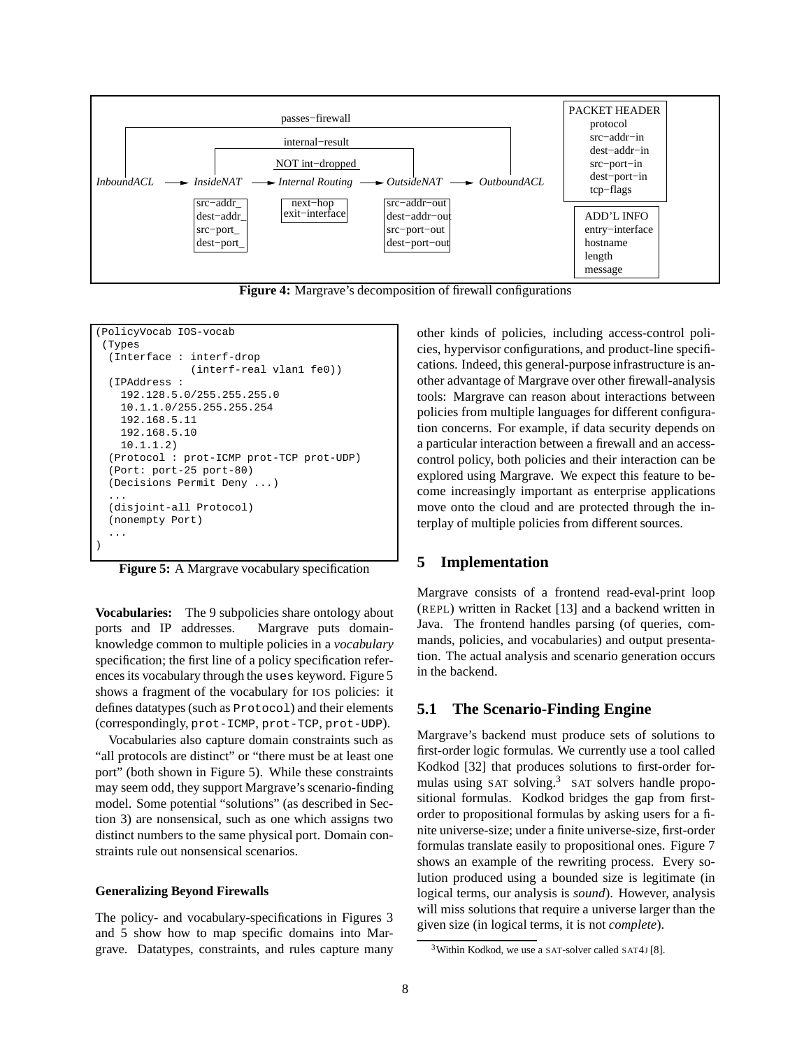**Figure 4:** Margrave's decomposition of firewall configurations

```
(PolicyVocab IOS-vocab
 (Types
  (Interface : interf-drop
               (interf-real vlan1 fe0))
  (IPAddress :
    192.128.5.0/255.255.255.0
    10.1.1.0/255.255.255.254
    192.168.5.11
    192.168.5.10
    10.1.1.2)
  (Protocol : prot-ICMP prot-TCP prot-UDP)
  (Port: port-25 port-80)
  (Decisions Permit Deny ...)
  ...
  (disjoint-all Protocol)
  (nonempty Port)
  ...
)
```

**Figure 5:** A Margrave vocabulary specification

**Vocabularies:** The 9 subpolicies share ontology about ports and IP addresses. Margrave puts domain-knowledge common to multiple policies in a *vocabulary* specification; the first line of a policy specification references its vocabulary through the `uses` keyword. Figure 5 shows a fragment of the vocabulary for IOS policies: it defines datatypes (such as `Protocol`) and their elements (correspondingly, `prot-ICMP`, `prot-TCP`, `prot-UDP`).

Vocabularies also capture domain constraints such as "all protocols are distinct" or "there must be at least one port" (both shown in Figure 5). While these constraints may seem odd, they support Margrave's scenario-finding model. Some potential "solutions" (as described in Section 3) are nonsensical, such as one which assigns two distinct numbers to the same physical port. Domain constraints rule out nonsensical scenarios.

#### Generalizing Beyond Firewalls

The policy- and vocabulary-specifications in Figures 3 and 5 show how to map specific domains into Margrave. Datatypes, constraints, and rules capture many other kinds of policies, including access-control policies, hypervisor configurations, and product-line specifications. Indeed, this general-purpose infrastructure is another advantage of Margrave over other firewall-analysis tools: Margrave can reason about interactions between policies from multiple languages for different configuration concerns. For example, if data security depends on a particular interaction between a firewall and an access-control policy, both policies and their interaction can be explored using Margrave. We expect this feature to become increasingly important as enterprise applications move onto the cloud and are protected through the interplay of multiple policies from different sources.

## 5 Implementation

Margrave consists of a frontend read-eval-print loop (REPL) written in Racket [13] and a backend written in Java. The frontend handles parsing (of queries, commands, policies, and vocabularies) and output presentation. The actual analysis and scenario generation occurs in the backend.

### 5.1 The Scenario-Finding Engine

Margrave's backend must produce sets of solutions to first-order logic formulas. We currently use a tool called Kodkod [32] that produces solutions to first-order formulas using SAT solving.[3] SAT solvers handle propositional formulas. Kodkod bridges the gap from first-order to propositional formulas by asking users for a finite universe-size; under a finite universe-size, first-order formulas translate easily to propositional ones. Figure 7 shows an example of the rewriting process. Every solution produced using a bounded size is legitimate (in logical terms, our analysis is *sound*). However, analysis will miss solutions that require a universe larger than the given size (in logical terms, it is not *complete*).

[3] Within Kodkod, we use a SAT-solver called SAT4J [8].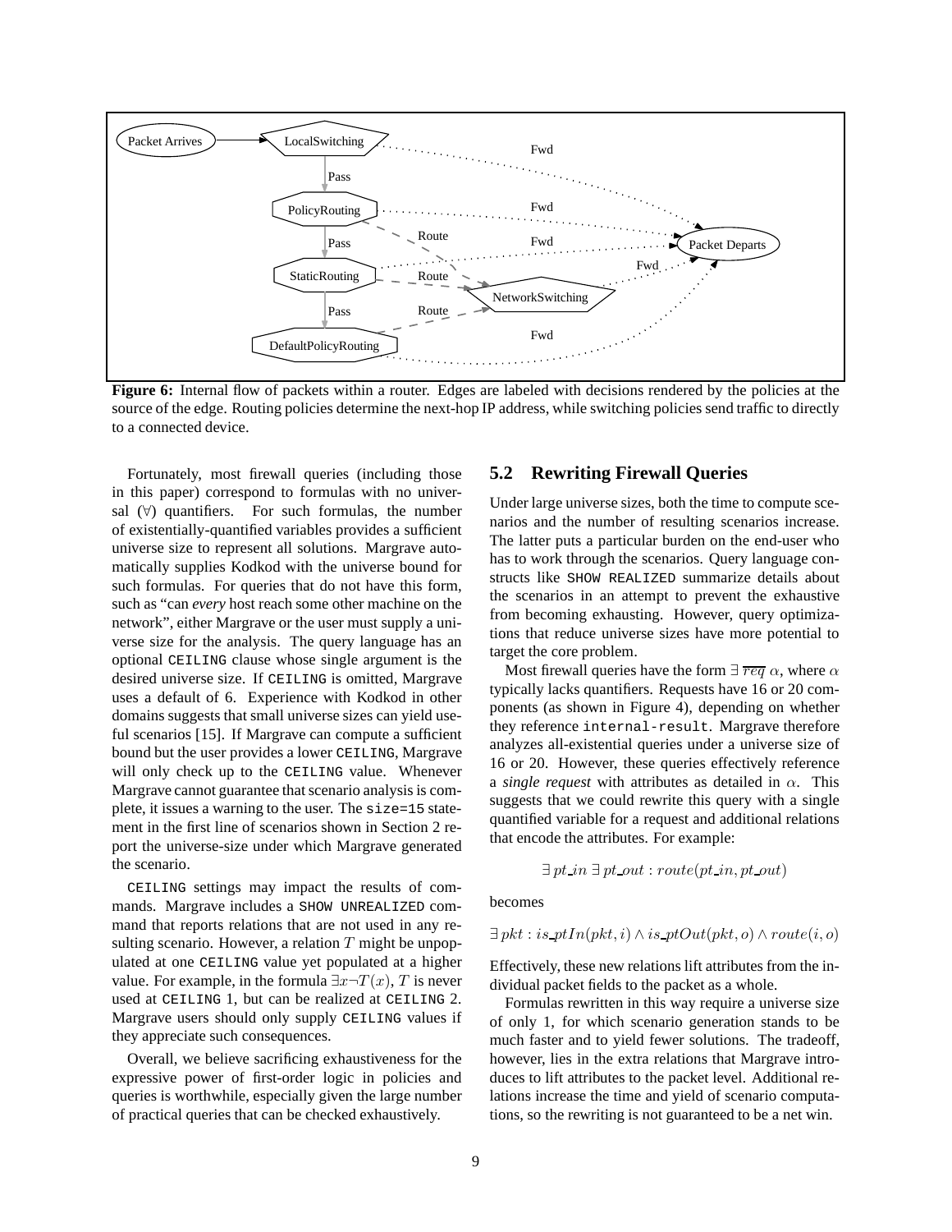**Figure 6:** Internal flow of packets within a router. Edges are labeled with decisions rendered by the policies at the source of the edge. Routing policies determine the next-hop IP address, while switching policies send traffic to directly to a connected device.

Fortunately, most firewall queries (including those in this paper) correspond to formulas with no universal ($\forall$) quantifiers. For such formulas, the number of existentially-quantified variables provides a sufficient universe size to represent all solutions. Margrave automatically supplies Kodkod with the universe bound for such formulas. For queries that do not have this form, such as "can *every* host reach some other machine on the network", either Margrave or the user must supply a universe size for the analysis. The query language has an optional CEILING clause whose single argument is the desired universe size. If CEILING is omitted, Margrave uses a default of 6. Experience with Kodkod in other domains suggests that small universe sizes can yield useful scenarios [15]. If Margrave can compute a sufficient bound but the user provides a lower CEILING, Margrave will only check up to the CEILING value. Whenever Margrave cannot guarantee that scenario analysis is complete, it issues a warning to the user. The size=15 statement in the first line of scenarios shown in Section 2 report the universe-size under which Margrave generated the scenario.

CEILING settings may impact the results of commands. Margrave includes a SHOW UNREALIZED command that reports relations that are not used in any resulting scenario. However, a relation $T$ might be unpopulated at one CEILING value yet populated at a higher value. For example, in the formula $\exists x \neg T(x)$, $T$ is never used at CEILING 1, but can be realized at CEILING 2. Margrave users should only supply CEILING values if they appreciate such consequences.

Overall, we believe sacrificing exhaustiveness for the expressive power of first-order logic in policies and queries is worthwhile, especially given the large number of practical queries that can be checked exhaustively.

## 5.2 Rewriting Firewall Queries

Under large universe sizes, both the time to compute scenarios and the number of resulting scenarios increase. The latter puts a particular burden on the end-user who has to work through the scenarios. Query language constructs like SHOW REALIZED summarize details about the scenarios in an attempt to prevent the exhaustive from becoming exhausting. However, query optimizations that reduce universe sizes have more potential to target the core problem.

Most firewall queries have the form $\exists\, \overline{req}\ \alpha$, where $\alpha$ typically lacks quantifiers. Requests have 16 or 20 components (as shown in Figure 4), depending on whether they reference internal-result. Margrave therefore analyzes all-existential queries under a universe size of 16 or 20. However, these queries effectively reference a *single request* with attributes as detailed in $\alpha$. This suggests that we could rewrite this query with a single quantified variable for a request and additional relations that encode the attributes. For example:

$$\exists\, pt\_in\ \exists\, pt\_out : route(pt\_in, pt\_out)$$

becomes

$$\exists\, pkt : is\_ptIn(pkt, i) \wedge is\_ptOut(pkt, o) \wedge route(i, o)$$

Effectively, these new relations lift attributes from the individual packet fields to the packet as a whole.

Formulas rewritten in this way require a universe size of only 1, for which scenario generation stands to be much faster and to yield fewer solutions. The tradeoff, however, lies in the extra relations that Margrave introduces to lift attributes to the packet level. Additional relations increase the time and yield of scenario computations, so the rewriting is not guaranteed to be a net win.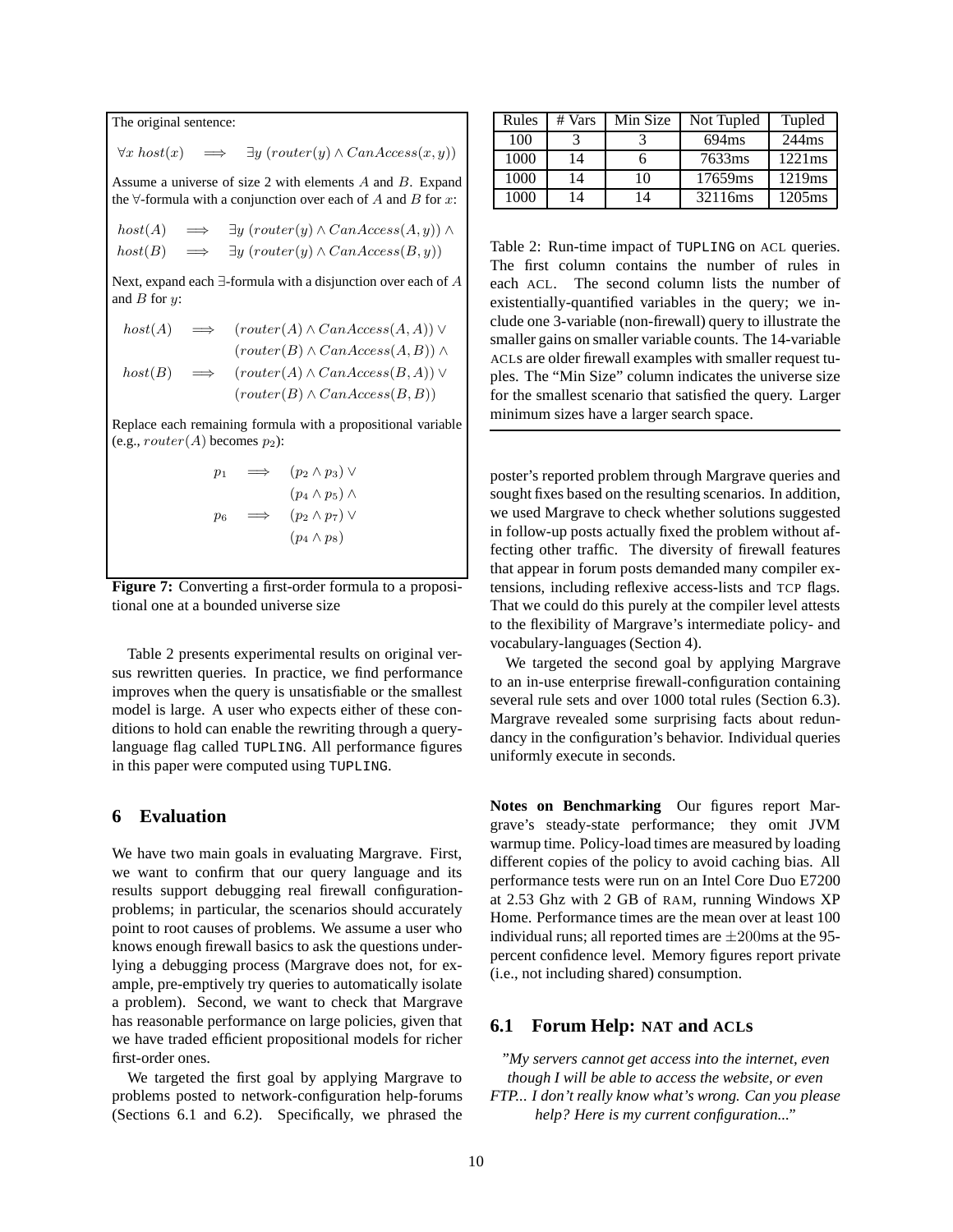The original sentence:

$$\forall x \; host(x) \implies \exists y \; (router(y) \land CanAccess(x, y))$$

Assume a universe of size 2 with elements $A$ and $B$. Expand the $\forall$-formula with a conjunction over each of $A$ and $B$ for $x$:

$$\begin{aligned} host(A) &\implies \exists y \; (router(y) \land CanAccess(A, y)) \land \\ host(B) &\implies \exists y \; (router(y) \land CanAccess(B, y)) \end{aligned}$$

Next, expand each $\exists$-formula with a disjunction over each of $A$ and $B$ for $y$:

$$\begin{aligned} host(A) &\implies (router(A) \land CanAccess(A, A)) \lor \\ &\quad\;\; (router(B) \land CanAccess(A, B)) \land \\ host(B) &\implies (router(A) \land CanAccess(B, A)) \lor \\ &\quad\;\; (router(B) \land CanAccess(B, B)) \end{aligned}$$

Replace each remaining formula with a propositional variable (e.g., $router(A)$ becomes $p_2$):

$$\begin{aligned} p_1 &\implies (p_2 \land p_3) \lor \\ &\quad\;\; (p_4 \land p_5) \land \\ p_6 &\implies (p_2 \land p_7) \lor \\ &\quad\;\; (p_4 \land p_8) \end{aligned}$$

**Figure 7:** Converting a first-order formula to a propositional one at a bounded universe size

Table 2 presents experimental results on original versus rewritten queries. In practice, we find performance improves when the query is unsatisfiable or the smallest model is large. A user who expects either of these conditions to hold can enable the rewriting through a query-language flag called TUPLING. All performance figures in this paper were computed using TUPLING.

## 6 Evaluation

We have two main goals in evaluating Margrave. First, we want to confirm that our query language and its results support debugging real firewall configuration-problems; in particular, the scenarios should accurately point to root causes of problems. We assume a user who knows enough firewall basics to ask the questions underlying a debugging process (Margrave does not, for example, pre-emptively try queries to automatically isolate a problem). Second, we want to check that Margrave has reasonable performance on large policies, given that we have traded efficient propositional models for richer first-order ones.

We targeted the first goal by applying Margrave to problems posted to network-configuration help-forums (Sections 6.1 and 6.2). Specifically, we phrased the poster's reported problem through Margrave queries and sought fixes based on the resulting scenarios. In addition, we used Margrave to check whether solutions suggested in follow-up posts actually fixed the problem without affecting other traffic. The diversity of firewall features that appear in forum posts demanded many compiler extensions, including reflexive access-lists and TCP flags. That we could do this purely at the compiler level attests to the flexibility of Margrave's intermediate policy- and vocabulary-languages (Section 4).

| Rules | # Vars | Min Size | Not Tupled | Tupled |
|---|---|---|---|---|
| 100 | 3 | 3 | 694ms | 244ms |
| 1000 | 14 | 6 | 7633ms | 1221ms |
| 1000 | 14 | 10 | 17659ms | 1219ms |
| 1000 | 14 | 14 | 32116ms | 1205ms |

Table 2: Run-time impact of TUPLING on ACL queries. The first column contains the number of rules in each ACL. The second column lists the number of existentially-quantified variables in the query; we include one 3-variable (non-firewall) query to illustrate the smaller gains on smaller variable counts. The 14-variable ACLs are older firewall examples with smaller request tuples. The "Min Size" column indicates the universe size for the smallest scenario that satisfied the query. Larger minimum sizes have a larger search space.

We targeted the second goal by applying Margrave to an in-use enterprise firewall-configuration containing several rule sets and over 1000 total rules (Section 6.3). Margrave revealed some surprising facts about redundancy in the configuration's behavior. Individual queries uniformly execute in seconds.

**Notes on Benchmarking** Our figures report Margrave's steady-state performance; they omit JVM warmup time. Policy-load times are measured by loading different copies of the policy to avoid caching bias. All performance tests were run on an Intel Core Duo E7200 at 2.53 Ghz with 2 GB of RAM, running Windows XP Home. Performance times are the mean over at least 100 individual runs; all reported times are $\pm 200$ms at the 95-percent confidence level. Memory figures report private (i.e., not including shared) consumption.

### 6.1 Forum Help: NAT and ACLs

*"My servers cannot get access into the internet, even though I will be able to access the website, or even FTP... I don't really know what's wrong. Can you please help? Here is my current configuration..."*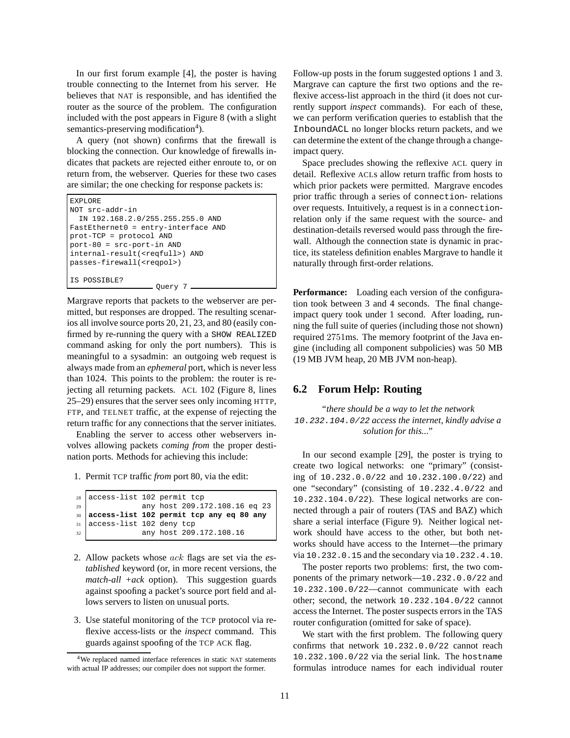In our first forum example [4], the poster is having trouble connecting to the Internet from his server. He believes that NAT is responsible, and has identified the router as the source of the problem. The configuration included with the post appears in Figure 8 (with a slight semantics-preserving modification[4]).

A query (not shown) confirms that the firewall is blocking the connection. Our knowledge of firewalls indicates that packets are rejected either enroute to, or on return from, the webserver. Queries for these two cases are similar; the one checking for response packets is:

```
EXPLORE
NOT src-addr-in
  IN 192.168.2.0/255.255.255.0 AND
FastEthernet0 = entry-interface AND
prot-TCP = protocol AND
port-80 = src-port-in AND
internal-result(<reqfull>) AND
passes-firewall(<reqpol>)

IS POSSIBLE?
```

Query 7

Margrave reports that packets to the webserver are permitted, but responses are dropped. The resulting scenarios all involve source ports 20, 21, 23, and 80 (easily confirmed by re-running the query with a SHOW REALIZED command asking for only the port numbers). This is meaningful to a sysadmin: an outgoing web request is always made from an *ephemeral* port, which is never less than 1024. This points to the problem: the router is rejecting all returning packets. ACL 102 (Figure 8, lines 25–29) ensures that the server sees only incoming HTTP, FTP, and TELNET traffic, at the expense of rejecting the return traffic for any connections that the server initiates.

Enabling the server to access other webservers involves allowing packets *coming from* the proper destination ports. Methods for achieving this include:

1. Permit TCP traffic *from* port 80, via the edit:

```
28  access-list 102 permit tcp
29              any host 209.172.108.16 eq 23
30  access-list 102 permit tcp any eq 80 any
31  access-list 102 deny tcp
32              any host 209.172.108.16
```

2. Allow packets whose $ack$ flags are set via the *established* keyword (or, in more recent versions, the *match-all +ack* option). This suggestion guards against spoofing a packet's source port field and allows servers to listen on unusual ports.

3. Use stateful monitoring of the TCP protocol via reflexive access-lists or the *inspect* command. This guards against spoofing of the TCP ACK flag.

[4]We replaced named interface references in static NAT statements with actual IP addresses; our compiler does not support the former.

Follow-up posts in the forum suggested options 1 and 3. Margrave can capture the first two options and the reflexive access-list approach in the third (it does not currently support *inspect* commands). For each of these, we can perform verification queries to establish that the InboundACL no longer blocks return packets, and we can determine the extent of the change through a change-impact query.

Space precludes showing the reflexive ACL query in detail. Reflexive ACLs allow return traffic from hosts to which prior packets were permitted. Margrave encodes prior traffic through a series of connection- relations over requests. Intuitively, a request is in a connection-relation only if the same request with the source- and destination-details reversed would pass through the firewall. Although the connection state is dynamic in practice, its stateless definition enables Margrave to handle it naturally through first-order relations.

**Performance:** Loading each version of the configuration took between 3 and 4 seconds. The final change-impact query took under 1 second. After loading, running the full suite of queries (including those not shown) required 2751ms. The memory footprint of the Java engine (including all component subpolicies) was 50 MB (19 MB JVM heap, 20 MB JVM non-heap).

## 6.2 Forum Help: Routing

*"there should be a way to let the network 10.232.104.0/22 access the internet, kindly advise a solution for this..."*

In our second example [29], the poster is trying to create two logical networks: one "primary" (consisting of 10.232.0.0/22 and 10.232.100.0/22) and one "secondary" (consisting of 10.232.4.0/22 and 10.232.104.0/22). These logical networks are connected through a pair of routers (TAS and BAZ) which share a serial interface (Figure 9). Neither logical network should have access to the other, but both networks should have access to the Internet—the primary via 10.232.0.15 and the secondary via 10.232.4.10.

The poster reports two problems: first, the two components of the primary network—10.232.0.0/22 and 10.232.100.0/22—cannot communicate with each other; second, the network 10.232.104.0/22 cannot access the Internet. The poster suspects errors in the TAS router configuration (omitted for sake of space).

We start with the first problem. The following query confirms that network 10.232.0.0/22 cannot reach 10.232.100.0/22 via the serial link. The hostname formulas introduce names for each individual router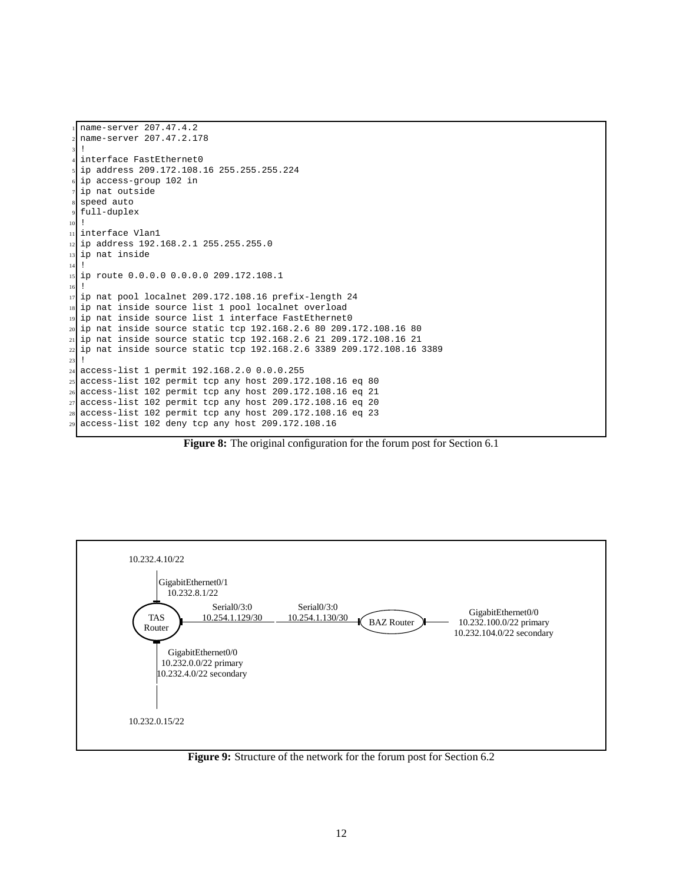```
name-server 207.47.4.2
name-server 207.47.2.178
!
interface FastEthernet0
ip address 209.172.108.16 255.255.255.224
ip access-group 102 in
ip nat outside
speed auto
full-duplex
!
interface Vlan1
ip address 192.168.2.1 255.255.255.0
ip nat inside
!
ip route 0.0.0.0 0.0.0.0 209.172.108.1
!
ip nat pool localnet 209.172.108.16 prefix-length 24
ip nat inside source list 1 pool localnet overload
ip nat inside source list 1 interface FastEthernet0
ip nat inside source static tcp 192.168.2.6 80 209.172.108.16 80
ip nat inside source static tcp 192.168.2.6 21 209.172.108.16 21
ip nat inside source static tcp 192.168.2.6 3389 209.172.108.16 3389
!
access-list 1 permit 192.168.2.0 0.0.0.255
access-list 102 permit tcp any host 209.172.108.16 eq 80
access-list 102 permit tcp any host 209.172.108.16 eq 21
access-list 102 permit tcp any host 209.172.108.16 eq 20
access-list 102 permit tcp any host 209.172.108.16 eq 23
access-list 102 deny tcp any host 209.172.108.16
```

**Figure 8:** The original configuration for the forum post for Section 6.1

10.232.4.10/22

GigabitEthernet0/1
10.232.8.1/22

TAS Router

Serial0/3:0
10.254.1.129/30

Serial0/3:0
10.254.1.130/30

BAZ Router

GigabitEthernet0/0
10.232.100.0/22 primary
10.232.104.0/22 secondary

GigabitEthernet0/0
10.232.0.0/22 primary
10.232.4.0/22 secondary

10.232.0.15/22

**Figure 9:** Structure of the network for the forum post for Section 6.2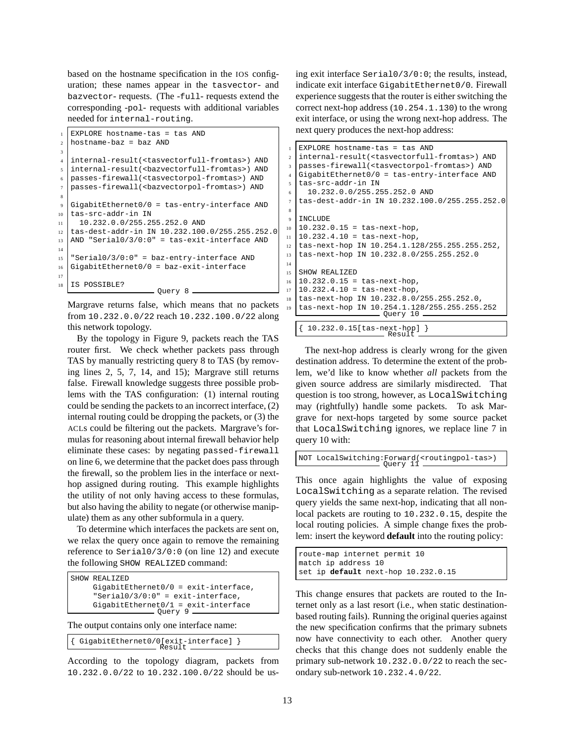based on the hostname specification in the IOS configuration; these names appear in the tasvector- and bazvector- requests. (The -full- requests extend the corresponding -pol- requests with additional variables needed for internal-routing.

```
1  EXPLORE hostname-tas = tas AND
2  hostname-baz = baz AND
3
4  internal-result(<tasvectorfull-fromtas>) AND
5  internal-result(<bazvectorfull-fromtas>) AND
6  passes-firewall(<tasvectorpol-fromtas>) AND
7  passes-firewall(<bazvectorpol-fromtas>) AND
8
9  GigabitEthernet0/0 = tas-entry-interface AND
10 tas-src-addr-in IN
11   10.232.0.0/255.255.252.0 AND
12 tas-dest-addr-in IN 10.232.100.0/255.255.252.0
13 AND "Serial0/3/0:0" = tas-exit-interface AND
14
15 "Serial0/3/0:0" = baz-entry-interface AND
16 GigabitEthernet0/0 = baz-exit-interface
17
18 IS POSSIBLE?
```
Query 8

Margrave returns false, which means that no packets from 10.232.0.0/22 reach 10.232.100.0/22 along this network topology.

By the topology in Figure 9, packets reach the TAS router first. We check whether packets pass through TAS by manually restricting query 8 to TAS (by removing lines 2, 5, 7, 14, and 15); Margrave still returns false. Firewall knowledge suggests three possible problems with the TAS configuration: (1) internal routing could be sending the packets to an incorrect interface, (2) internal routing could be dropping the packets, or (3) the ACLs could be filtering out the packets. Margrave's formulas for reasoning about internal firewall behavior help eliminate these cases: by negating passed-firewall on line 6, we determine that the packet does pass through the firewall, so the problem lies in the interface or next-hop assigned during routing. This example highlights the utility of not only having access to these formulas, but also having the ability to negate (or otherwise manipulate) them as any other subformula in a query.

To determine which interfaces the packets are sent on, we relax the query once again to remove the remaining reference to Serial0/3/0:0 (on line 12) and execute the following SHOW REALIZED command:

```
SHOW REALIZED
     GigabitEthernet0/0 = exit-interface,
     "Serial0/3/0:0" = exit-interface,
     GigabitEthernet0/1 = exit-interface
```
Query 9

The output contains only one interface name:

```
{ GigabitEthernet0/0[exit-interface] }
```
Result

According to the topology diagram, packets from 10.232.0.0/22 to 10.232.100.0/22 should be using exit interface Serial0/3/0:0; the results, instead, indicate exit interface GigabitEthernet0/0. Firewall experience suggests that the router is either switching the correct next-hop address (10.254.1.130) to the wrong exit interface, or using the wrong next-hop address. The next query produces the next-hop address:

```
1  EXPLORE hostname-tas = tas AND
2  internal-result(<tasvectorfull-fromtas>) AND
3  passes-firewall(<tasvectorpol-fromtas>) AND
4  GigabitEthernet0/0 = tas-entry-interface AND
5  tas-src-addr-in IN
6    10.232.0.0/255.255.252.0 AND
7  tas-dest-addr-in IN 10.232.100.0/255.255.252.0
8
9  INCLUDE
10 10.232.0.15 = tas-next-hop,
11 10.232.4.10 = tas-next-hop,
12 tas-next-hop IN 10.254.1.128/255.255.255.252,
13 tas-next-hop IN 10.232.8.0/255.255.252.0
14
15 SHOW REALIZED
16 10.232.0.15 = tas-next-hop,
17 10.232.4.10 = tas-next-hop,
18 tas-next-hop IN 10.232.8.0/255.255.252.0,
19 tas-next-hop IN 10.254.1.128/255.255.255.252
```
Query 10

```
{ 10.232.0.15[tas-next-hop] }
```
Result

The next-hop address is clearly wrong for the given destination address. To determine the extent of the problem, we'd like to know whether *all* packets from the given source address are similarly misdirected. That question is too strong, however, as LocalSwitching may (rightfully) handle some packets. To ask Margrave for next-hops targeted by some source packet that LocalSwitching ignores, we replace line 7 in query 10 with:

```
NOT LocalSwitching:Forward(<routingpol-tas>)
```
Query 11

This once again highlights the value of exposing LocalSwitching as a separate relation. The revised query yields the same next-hop, indicating that all non-local packets are routing to 10.232.0.15, despite the local routing policies. A simple change fixes the problem: insert the keyword **default** into the routing policy:

```
route-map internet permit 10
match ip address 10
set ip default next-hop 10.232.0.15
```

This change ensures that packets are routed to the Internet only as a last resort (i.e., when static destination-based routing fails). Running the original queries against the new specification confirms that the primary subnets now have connectivity to each other. Another query checks that this change does not suddenly enable the primary sub-network 10.232.0.0/22 to reach the secondary sub-network 10.232.4.0/22.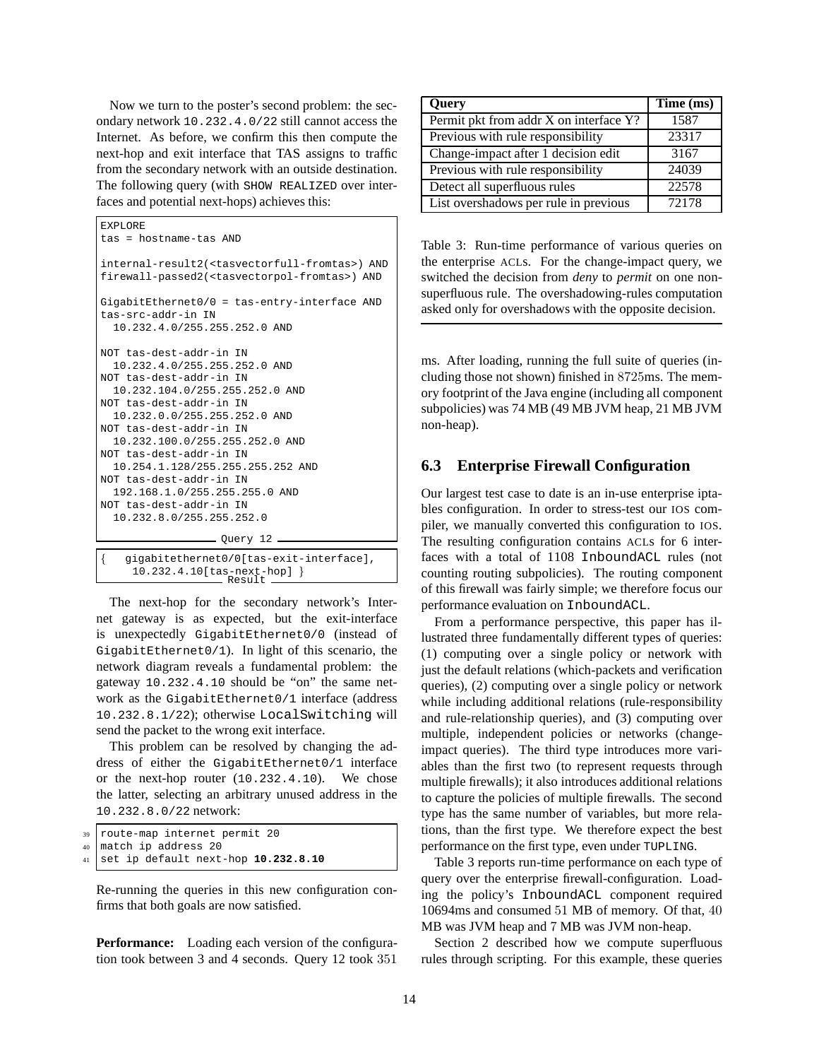Now we turn to the poster's second problem: the secondary network `10.232.4.0/22` still cannot access the Internet. As before, we confirm this then compute the next-hop and exit interface that TAS assigns to traffic from the secondary network with an outside destination. The following query (with `SHOW REALIZED` over interfaces and potential next-hops) achieves this:

```
EXPLORE
tas = hostname-tas AND

internal-result2(<tasvectorfull-fromtas>) AND
firewall-passed2(<tasvectorpol-fromtas>) AND

GigabitEthernet0/0 = tas-entry-interface AND
tas-src-addr-in IN
  10.232.4.0/255.255.252.0 AND

NOT tas-dest-addr-in IN
  10.232.4.0/255.255.252.0 AND
NOT tas-dest-addr-in IN
  10.232.104.0/255.255.252.0 AND
NOT tas-dest-addr-in IN
  10.232.0.0/255.255.252.0 AND
NOT tas-dest-addr-in IN
  10.232.100.0/255.255.252.0 AND
NOT tas-dest-addr-in IN
  10.254.1.128/255.255.255.252 AND
NOT tas-dest-addr-in IN
  192.168.1.0/255.255.255.0 AND
NOT tas-dest-addr-in IN
  10.232.8.0/255.255.252.0
```

Query 12

```
{   gigabitethernet0/0[tas-exit-interface],
     10.232.4.10[tas-next-hop] }
```

Result

The next-hop for the secondary network's Internet gateway is as expected, but the exit-interface is unexpectedly `GigabitEthernet0/0` (instead of `GigabitEthernet0/1`). In light of this scenario, the network diagram reveals a fundamental problem: the gateway `10.232.4.10` should be "on" the same network as the `GigabitEthernet0/1` interface (address `10.232.8.1/22`); otherwise `LocalSwitching` will send the packet to the wrong exit interface.

This problem can be resolved by changing the address of either the `GigabitEthernet0/1` interface or the next-hop router (`10.232.4.10`). We chose the latter, selecting an arbitrary unused address in the `10.232.8.0/22` network:

```
39 route-map internet permit 20
40 match ip address 20
41 set ip default next-hop 10.232.8.10
```

Re-running the queries in this new configuration confirms that both goals are now satisfied.

**Performance:** Loading each version of the configuration took between 3 and 4 seconds. Query 12 took 351 ms. After loading, running the full suite of queries (including those not shown) finished in 8725ms. The memory footprint of the Java engine (including all component subpolicies) was 74 MB (49 MB JVM heap, 21 MB JVM non-heap).

| Query | Time (ms) |
|---|---|
| Permit pkt from addr X on interface Y? | 1587 |
| Previous with rule responsibility | 23317 |
| Change-impact after 1 decision edit | 3167 |
| Previous with rule responsibility | 24039 |
| Detect all superfluous rules | 22578 |
| List overshadows per rule in previous | 72178 |

Table 3: Run-time performance of various queries on the enterprise ACLs. For the change-impact query, we switched the decision from *deny* to *permit* on one non-superfluous rule. The overshadowing-rules computation asked only for overshadows with the opposite decision.

### 6.3 Enterprise Firewall Configuration

Our largest test case to date is an in-use enterprise iptables configuration. In order to stress-test our IOS compiler, we manually converted this configuration to IOS. The resulting configuration contains ACLs for 6 interfaces with a total of 1108 `InboundACL` rules (not counting routing subpolicies). The routing component of this firewall was fairly simple; we therefore focus our performance evaluation on `InboundACL`.

From a performance perspective, this paper has illustrated three fundamentally different types of queries: (1) computing over a single policy or network with just the default relations (which-packets and verification queries), (2) computing over a single policy or network while including additional relations (rule-responsibility and rule-relationship queries), and (3) computing over multiple, independent policies or networks (change-impact queries). The third type introduces more variables than the first two (to represent requests through multiple firewalls); it also introduces additional relations to capture the policies of multiple firewalls. The second type has the same number of variables, but more relations, than the first type. We therefore expect the best performance on the first type, even under `TUPLING`.

Table 3 reports run-time performance on each type of query over the enterprise firewall-configuration. Loading the policy's `InboundACL` component required 10694ms and consumed 51 MB of memory. Of that, 40 MB was JVM heap and 7 MB was JVM non-heap.

Section 2 described how we compute superfluous rules through scripting. For this example, these queries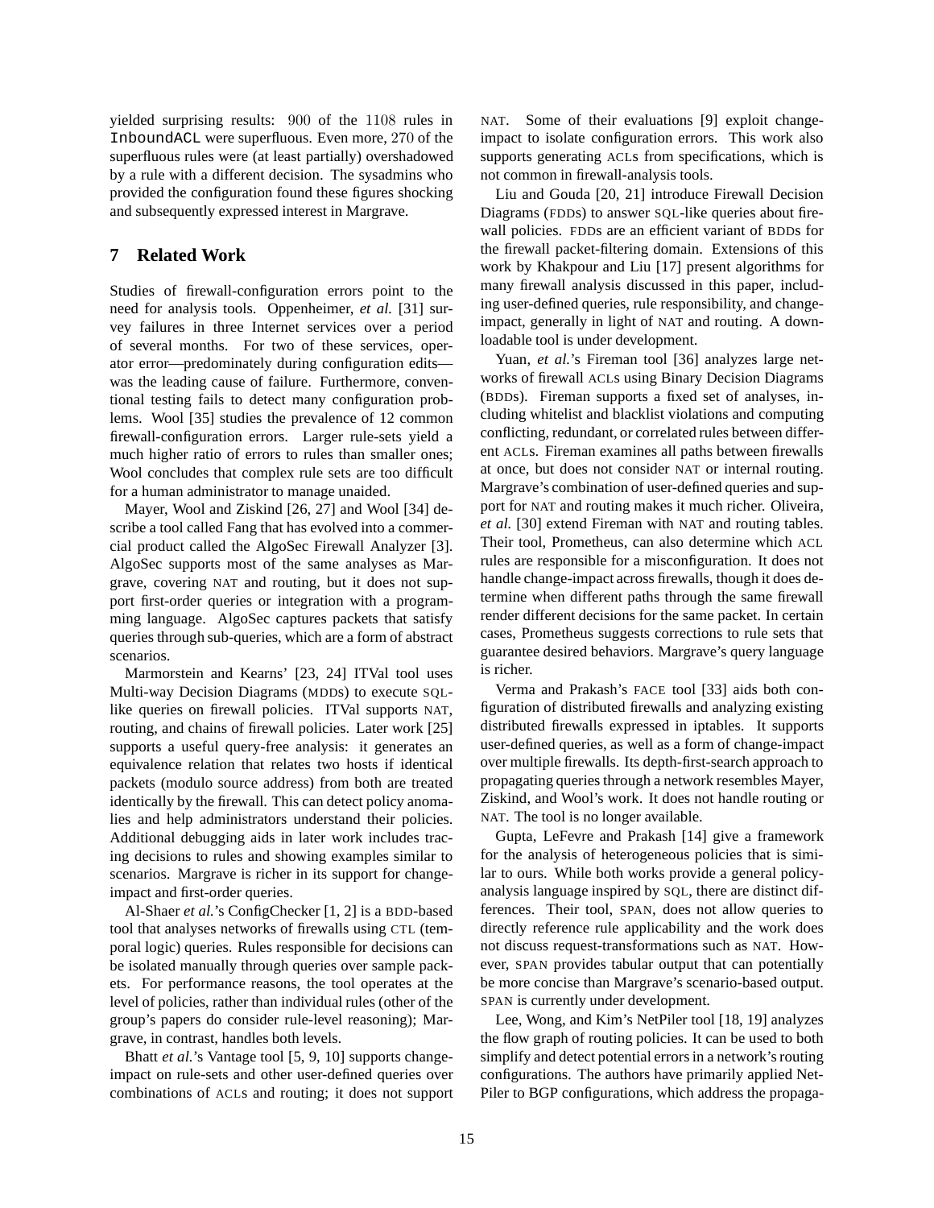yielded surprising results: 900 of the 1108 rules in `InboundACL` were superfluous. Even more, 270 of the superfluous rules were (at least partially) overshadowed by a rule with a different decision. The sysadmins who provided the configuration found these figures shocking and subsequently expressed interest in Margrave.

## 7 Related Work

Studies of firewall-configuration errors point to the need for analysis tools. Oppenheimer, *et al.* [31] survey failures in three Internet services over a period of several months. For two of these services, operator error—predominately during configuration edits—was the leading cause of failure. Furthermore, conventional testing fails to detect many configuration problems. Wool [35] studies the prevalence of 12 common firewall-configuration errors. Larger rule-sets yield a much higher ratio of errors to rules than smaller ones; Wool concludes that complex rule sets are too difficult for a human administrator to manage unaided.

Mayer, Wool and Ziskind [26, 27] and Wool [34] describe a tool called Fang that has evolved into a commercial product called the AlgoSec Firewall Analyzer [3]. AlgoSec supports most of the same analyses as Margrave, covering NAT and routing, but it does not support first-order queries or integration with a programming language. AlgoSec captures packets that satisfy queries through sub-queries, which are a form of abstract scenarios.

Marmorstein and Kearns' [23, 24] ITVal tool uses Multi-way Decision Diagrams (MDDs) to execute SQL-like queries on firewall policies. ITVal supports NAT, routing, and chains of firewall policies. Later work [25] supports a useful query-free analysis: it generates an equivalence relation that relates two hosts if identical packets (modulo source address) from both are treated identically by the firewall. This can detect policy anomalies and help administrators understand their policies. Additional debugging aids in later work includes tracing decisions to rules and showing examples similar to scenarios. Margrave is richer in its support for change-impact and first-order queries.

Al-Shaer *et al.*'s ConfigChecker [1, 2] is a BDD-based tool that analyses networks of firewalls using CTL (temporal logic) queries. Rules responsible for decisions can be isolated manually through queries over sample packets. For performance reasons, the tool operates at the level of policies, rather than individual rules (other of the group's papers do consider rule-level reasoning); Margrave, in contrast, handles both levels.

Bhatt *et al.*'s Vantage tool [5, 9, 10] supports change-impact on rule-sets and other user-defined queries over combinations of ACLs and routing; it does not support NAT. Some of their evaluations [9] exploit change-impact to isolate configuration errors. This work also supports generating ACLs from specifications, which is not common in firewall-analysis tools.

Liu and Gouda [20, 21] introduce Firewall Decision Diagrams (FDDs) to answer SQL-like queries about firewall policies. FDDs are an efficient variant of BDDs for the firewall packet-filtering domain. Extensions of this work by Khakpour and Liu [17] present algorithms for many firewall analysis discussed in this paper, including user-defined queries, rule responsibility, and change-impact, generally in light of NAT and routing. A downloadable tool is under development.

Yuan, *et al.*'s Fireman tool [36] analyzes large networks of firewall ACLs using Binary Decision Diagrams (BDDs). Fireman supports a fixed set of analyses, including whitelist and blacklist violations and computing conflicting, redundant, or correlated rules between different ACLs. Fireman examines all paths between firewalls at once, but does not consider NAT or internal routing. Margrave's combination of user-defined queries and support for NAT and routing makes it much richer. Oliveira, *et al.* [30] extend Fireman with NAT and routing tables. Their tool, Prometheus, can also determine which ACL rules are responsible for a misconfiguration. It does not handle change-impact across firewalls, though it does determine when different paths through the same firewall render different decisions for the same packet. In certain cases, Prometheus suggests corrections to rule sets that guarantee desired behaviors. Margrave's query language is richer.

Verma and Prakash's FACE tool [33] aids both configuration of distributed firewalls and analyzing existing distributed firewalls expressed in iptables. It supports user-defined queries, as well as a form of change-impact over multiple firewalls. Its depth-first-search approach to propagating queries through a network resembles Mayer, Ziskind, and Wool's work. It does not handle routing or NAT. The tool is no longer available.

Gupta, LeFevre and Prakash [14] give a framework for the analysis of heterogeneous policies that is similar to ours. While both works provide a general policy-analysis language inspired by SQL, there are distinct differences. Their tool, SPAN, does not allow queries to directly reference rule applicability and the work does not discuss request-transformations such as NAT. However, SPAN provides tabular output that can potentially be more concise than Margrave's scenario-based output. SPAN is currently under development.

Lee, Wong, and Kim's NetPiler tool [18, 19] analyzes the flow graph of routing policies. It can be used to both simplify and detect potential errors in a network's routing configurations. The authors have primarily applied NetPiler to BGP configurations, which address the propaga-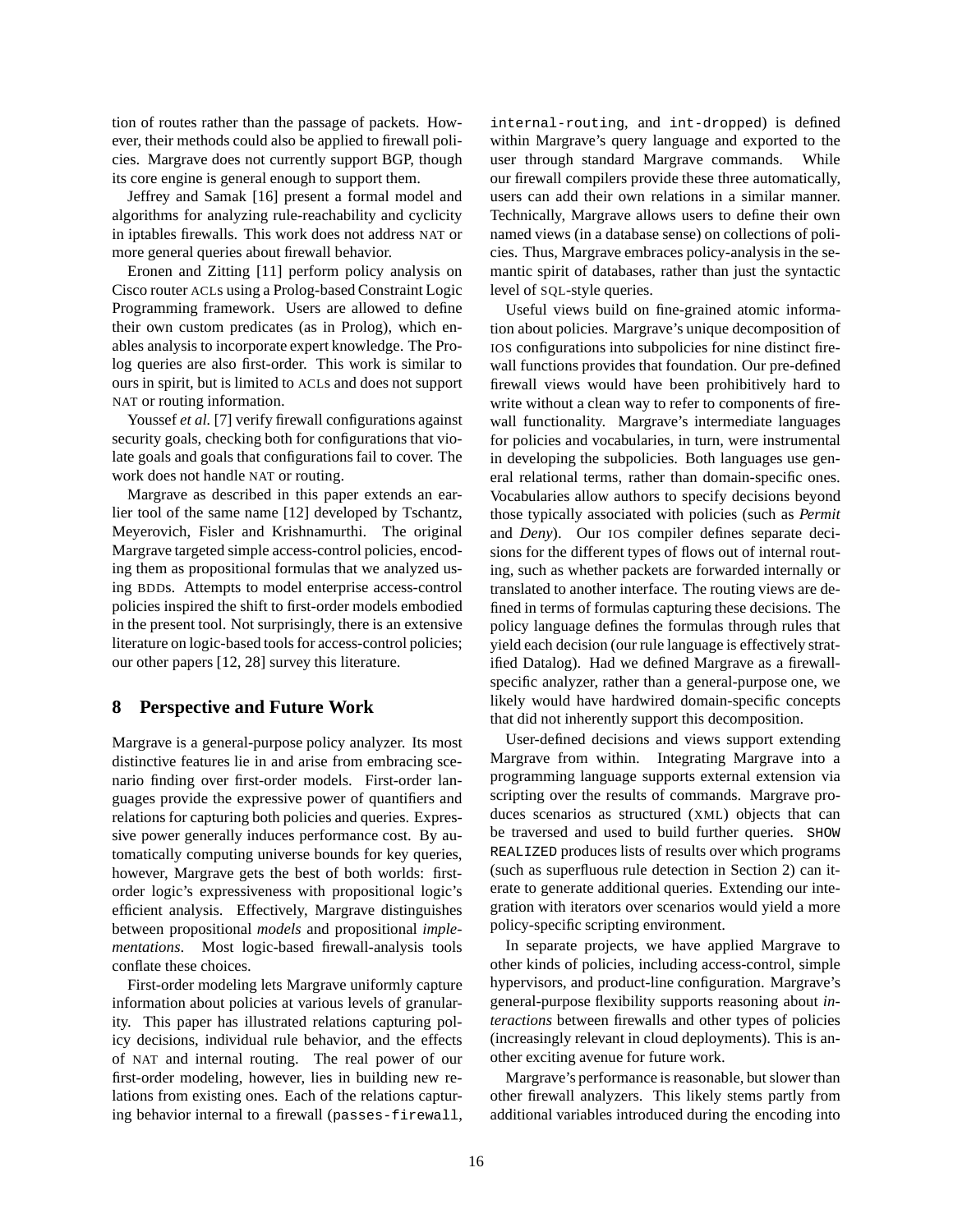tion of routes rather than the passage of packets. However, their methods could also be applied to firewall policies. Margrave does not currently support BGP, though its core engine is general enough to support them.

Jeffrey and Samak [16] present a formal model and algorithms for analyzing rule-reachability and cyclicity in iptables firewalls. This work does not address NAT or more general queries about firewall behavior.

Eronen and Zitting [11] perform policy analysis on Cisco router ACLs using a Prolog-based Constraint Logic Programming framework. Users are allowed to define their own custom predicates (as in Prolog), which enables analysis to incorporate expert knowledge. The Prolog queries are also first-order. This work is similar to ours in spirit, but is limited to ACLs and does not support NAT or routing information.

Youssef *et al.* [7] verify firewall configurations against security goals, checking both for configurations that violate goals and goals that configurations fail to cover. The work does not handle NAT or routing.

Margrave as described in this paper extends an earlier tool of the same name [12] developed by Tschantz, Meyerovich, Fisler and Krishnamurthi. The original Margrave targeted simple access-control policies, encoding them as propositional formulas that we analyzed using BDDs. Attempts to model enterprise access-control policies inspired the shift to first-order models embodied in the present tool. Not surprisingly, there is an extensive literature on logic-based tools for access-control policies; our other papers [12, 28] survey this literature.

## 8 Perspective and Future Work

Margrave is a general-purpose policy analyzer. Its most distinctive features lie in and arise from embracing scenario finding over first-order models. First-order languages provide the expressive power of quantifiers and relations for capturing both policies and queries. Expressive power generally induces performance cost. By automatically computing universe bounds for key queries, however, Margrave gets the best of both worlds: first-order logic's expressiveness with propositional logic's efficient analysis. Effectively, Margrave distinguishes between propositional *models* and propositional *implementations*. Most logic-based firewall-analysis tools conflate these choices.

First-order modeling lets Margrave uniformly capture information about policies at various levels of granularity. This paper has illustrated relations capturing policy decisions, individual rule behavior, and the effects of NAT and internal routing. The real power of our first-order modeling, however, lies in building new relations from existing ones. Each of the relations capturing behavior internal to a firewall (`passes-firewall`, `internal-routing`, and `int-dropped`) is defined within Margrave's query language and exported to the user through standard Margrave commands. While our firewall compilers provide these three automatically, users can add their own relations in a similar manner. Technically, Margrave allows users to define their own named views (in a database sense) on collections of policies. Thus, Margrave embraces policy-analysis in the semantic spirit of databases, rather than just the syntactic level of SQL-style queries.

Useful views build on fine-grained atomic information about policies. Margrave's unique decomposition of IOS configurations into subpolicies for nine distinct firewall functions provides that foundation. Our pre-defined firewall views would have been prohibitively hard to write without a clean way to refer to components of firewall functionality. Margrave's intermediate languages for policies and vocabularies, in turn, were instrumental in developing the subpolicies. Both languages use general relational terms, rather than domain-specific ones. Vocabularies allow authors to specify decisions beyond those typically associated with policies (such as *Permit* and *Deny*). Our IOS compiler defines separate decisions for the different types of flows out of internal routing, such as whether packets are forwarded internally or translated to another interface. The routing views are defined in terms of formulas capturing these decisions. The policy language defines the formulas through rules that yield each decision (our rule language is effectively stratified Datalog). Had we defined Margrave as a firewall-specific analyzer, rather than a general-purpose one, we likely would have hardwired domain-specific concepts that did not inherently support this decomposition.

User-defined decisions and views support extending Margrave from within. Integrating Margrave into a programming language supports external extension via scripting over the results of commands. Margrave produces scenarios as structured (XML) objects that can be traversed and used to build further queries. `SHOW REALIZED` produces lists of results over which programs (such as superfluous rule detection in Section 2) can iterate to generate additional queries. Extending our integration with iterators over scenarios would yield a more policy-specific scripting environment.

In separate projects, we have applied Margrave to other kinds of policies, including access-control, simple hypervisors, and product-line configuration. Margrave's general-purpose flexibility supports reasoning about *interactions* between firewalls and other types of policies (increasingly relevant in cloud deployments). This is another exciting avenue for future work.

Margrave's performance is reasonable, but slower than other firewall analyzers. This likely stems partly from additional variables introduced during the encoding into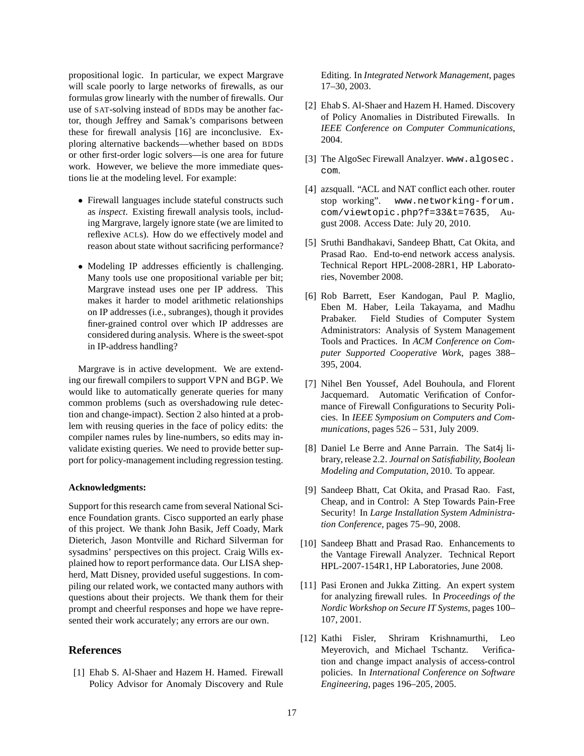propositional logic. In particular, we expect Margrave will scale poorly to large networks of firewalls, as our formulas grow linearly with the number of firewalls. Our use of SAT-solving instead of BDDs may be another factor, though Jeffrey and Samak's comparisons between these for firewall analysis [16] are inconclusive. Exploring alternative backends—whether based on BDDs or other first-order logic solvers—is one area for future work. However, we believe the more immediate questions lie at the modeling level. For example:

- Firewall languages include stateful constructs such as *inspect*. Existing firewall analysis tools, including Margrave, largely ignore state (we are limited to reflexive ACLs). How do we effectively model and reason about state without sacrificing performance?
- Modeling IP addresses efficiently is challenging. Many tools use one propositional variable per bit; Margrave instead uses one per IP address. This makes it harder to model arithmetic relationships on IP addresses (i.e., subranges), though it provides finer-grained control over which IP addresses are considered during analysis. Where is the sweet-spot in IP-address handling?

Margrave is in active development. We are extending our firewall compilers to support VPN and BGP. We would like to automatically generate queries for many common problems (such as overshadowing rule detection and change-impact). Section 2 also hinted at a problem with reusing queries in the face of policy edits: the compiler names rules by line-numbers, so edits may invalidate existing queries. We need to provide better support for policy-management including regression testing.

**Acknowledgments:**

Support for this research came from several National Science Foundation grants. Cisco supported an early phase of this project. We thank John Basik, Jeff Coady, Mark Dieterich, Jason Montville and Richard Silverman for sysadmins' perspectives on this project. Craig Wills explained how to report performance data. Our LISA shepherd, Matt Disney, provided useful suggestions. In compiling our related work, we contacted many authors with questions about their projects. We thank them for their prompt and cheerful responses and hope we have represented their work accurately; any errors are our own.

## References

[1] Ehab S. Al-Shaer and Hazem H. Hamed. Firewall Policy Advisor for Anomaly Discovery and Rule Editing. In *Integrated Network Management*, pages 17–30, 2003.

[2] Ehab S. Al-Shaer and Hazem H. Hamed. Discovery of Policy Anomalies in Distributed Firewalls. In *IEEE Conference on Computer Communications*, 2004.

[3] The AlgoSec Firewall Analzyer. `www.algosec.com`.

[4] azsquall. "ACL and NAT conflict each other. router stop working". `www.networking-forum.com/viewtopic.php?f=33&t=7635`, August 2008. Access Date: July 20, 2010.

[5] Sruthi Bandhakavi, Sandeep Bhatt, Cat Okita, and Prasad Rao. End-to-end network access analysis. Technical Report HPL-2008-28R1, HP Laboratories, November 2008.

[6] Rob Barrett, Eser Kandogan, Paul P. Maglio, Eben M. Haber, Leila Takayama, and Madhu Prabaker. Field Studies of Computer System Administrators: Analysis of System Management Tools and Practices. In *ACM Conference on Computer Supported Cooperative Work*, pages 388–395, 2004.

[7] Nihel Ben Youssef, Adel Bouhoula, and Florent Jacquemard. Automatic Verification of Conformance of Firewall Configurations to Security Policies. In *IEEE Symposium on Computers and Communications*, pages 526 – 531, July 2009.

[8] Daniel Le Berre and Anne Parrain. The Sat4j library, release 2.2. *Journal on Satisfiability, Boolean Modeling and Computation*, 2010. To appear.

[9] Sandeep Bhatt, Cat Okita, and Prasad Rao. Fast, Cheap, and in Control: A Step Towards Pain-Free Security! In *Large Installation System Administration Conference*, pages 75–90, 2008.

[10] Sandeep Bhatt and Prasad Rao. Enhancements to the Vantage Firewall Analyzer. Technical Report HPL-2007-154R1, HP Laboratories, June 2008.

[11] Pasi Eronen and Jukka Zitting. An expert system for analyzing firewall rules. In *Proceedings of the Nordic Workshop on Secure IT Systems*, pages 100–107, 2001.

[12] Kathi Fisler, Shriram Krishnamurthi, Leo Meyerovich, and Michael Tschantz. Verification and change impact analysis of access-control policies. In *International Conference on Software Engineering*, pages 196–205, 2005.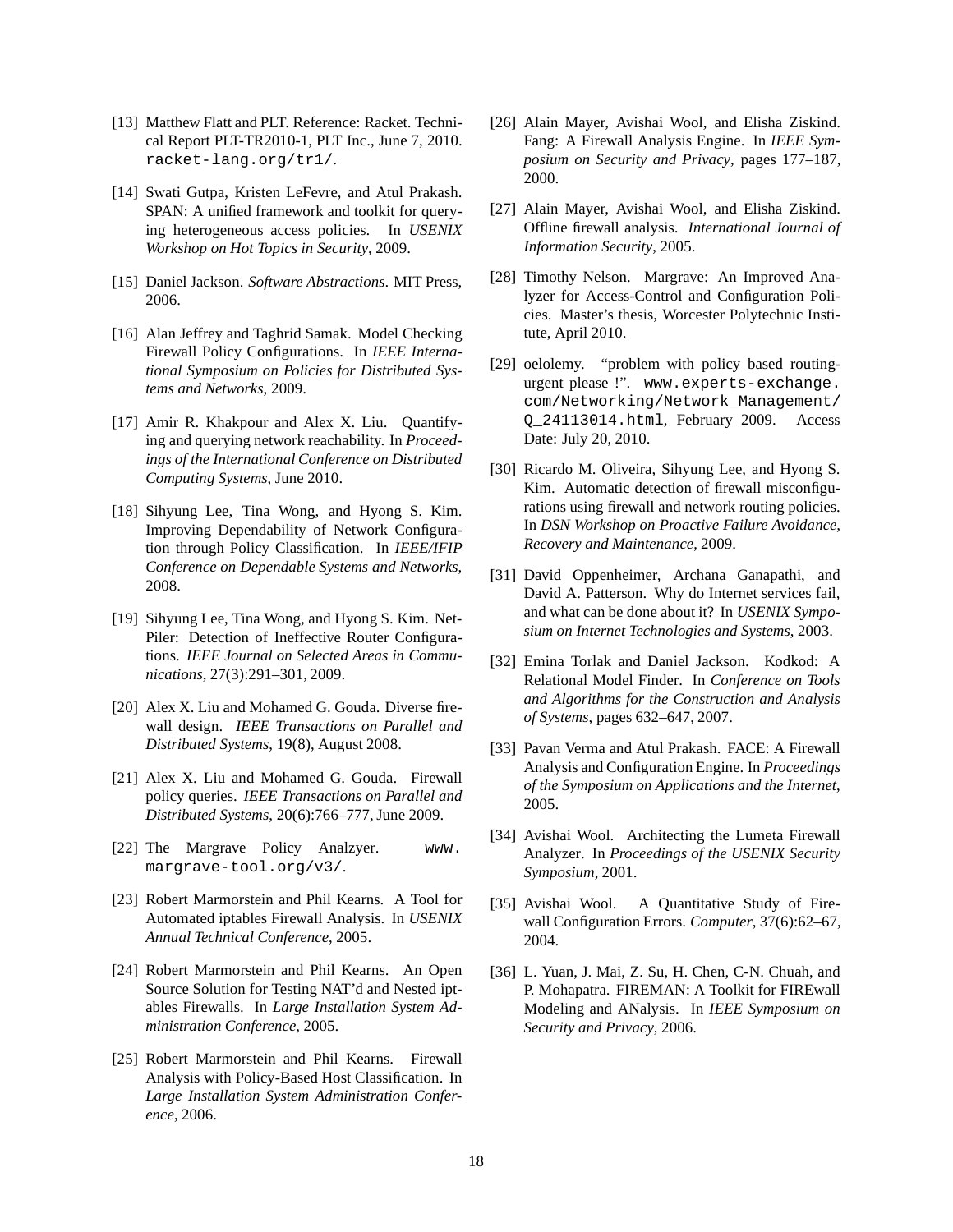[13] Matthew Flatt and PLT. Reference: Racket. Technical Report PLT-TR2010-1, PLT Inc., June 7, 2010. `racket-lang.org/tr1/`.

[14] Swati Gutpa, Kristen LeFevre, and Atul Prakash. SPAN: A unified framework and toolkit for querying heterogeneous access policies. In *USENIX Workshop on Hot Topics in Security*, 2009.

[15] Daniel Jackson. *Software Abstractions*. MIT Press, 2006.

[16] Alan Jeffrey and Taghrid Samak. Model Checking Firewall Policy Configurations. In *IEEE International Symposium on Policies for Distributed Systems and Networks*, 2009.

[17] Amir R. Khakpour and Alex X. Liu. Quantifying and querying network reachability. In *Proceedings of the International Conference on Distributed Computing Systems*, June 2010.

[18] Sihyung Lee, Tina Wong, and Hyong S. Kim. Improving Dependability of Network Configuration through Policy Classification. In *IEEE/IFIP Conference on Dependable Systems and Networks*, 2008.

[19] Sihyung Lee, Tina Wong, and Hyong S. Kim. NetPiler: Detection of Ineffective Router Configurations. *IEEE Journal on Selected Areas in Communications*, 27(3):291–301, 2009.

[20] Alex X. Liu and Mohamed G. Gouda. Diverse firewall design. *IEEE Transactions on Parallel and Distributed Systems*, 19(8), August 2008.

[21] Alex X. Liu and Mohamed G. Gouda. Firewall policy queries. *IEEE Transactions on Parallel and Distributed Systems*, 20(6):766–777, June 2009.

[22] The Margrave Policy Analzyer. `www.margrave-tool.org/v3/`.

[23] Robert Marmorstein and Phil Kearns. A Tool for Automated iptables Firewall Analysis. In *USENIX Annual Technical Conference*, 2005.

[24] Robert Marmorstein and Phil Kearns. An Open Source Solution for Testing NAT'd and Nested iptables Firewalls. In *Large Installation System Administration Conference*, 2005.

[25] Robert Marmorstein and Phil Kearns. Firewall Analysis with Policy-Based Host Classification. In *Large Installation System Administration Conference*, 2006.

[26] Alain Mayer, Avishai Wool, and Elisha Ziskind. Fang: A Firewall Analysis Engine. In *IEEE Symposium on Security and Privacy*, pages 177–187, 2000.

[27] Alain Mayer, Avishai Wool, and Elisha Ziskind. Offline firewall analysis. *International Journal of Information Security*, 2005.

[28] Timothy Nelson. Margrave: An Improved Analyzer for Access-Control and Configuration Policies. Master's thesis, Worcester Polytechnic Institute, April 2010.

[29] oelolemy. "problem with policy based routing-urgent please !". `www.experts-exchange.com/Networking/Network_Management/Q_24113014.html`, February 2009. Access Date: July 20, 2010.

[30] Ricardo M. Oliveira, Sihyung Lee, and Hyong S. Kim. Automatic detection of firewall misconfigurations using firewall and network routing policies. In *DSN Workshop on Proactive Failure Avoidance, Recovery and Maintenance*, 2009.

[31] David Oppenheimer, Archana Ganapathi, and David A. Patterson. Why do Internet services fail, and what can be done about it? In *USENIX Symposium on Internet Technologies and Systems*, 2003.

[32] Emina Torlak and Daniel Jackson. Kodkod: A Relational Model Finder. In *Conference on Tools and Algorithms for the Construction and Analysis of Systems*, pages 632–647, 2007.

[33] Pavan Verma and Atul Prakash. FACE: A Firewall Analysis and Configuration Engine. In *Proceedings of the Symposium on Applications and the Internet*, 2005.

[34] Avishai Wool. Architecting the Lumeta Firewall Analyzer. In *Proceedings of the USENIX Security Symposium*, 2001.

[35] Avishai Wool. A Quantitative Study of Firewall Configuration Errors. *Computer*, 37(6):62–67, 2004.

[36] L. Yuan, J. Mai, Z. Su, H. Chen, C-N. Chuah, and P. Mohapatra. FIREMAN: A Toolkit for FIREwall Modeling and ANalysis. In *IEEE Symposium on Security and Privacy*, 2006.